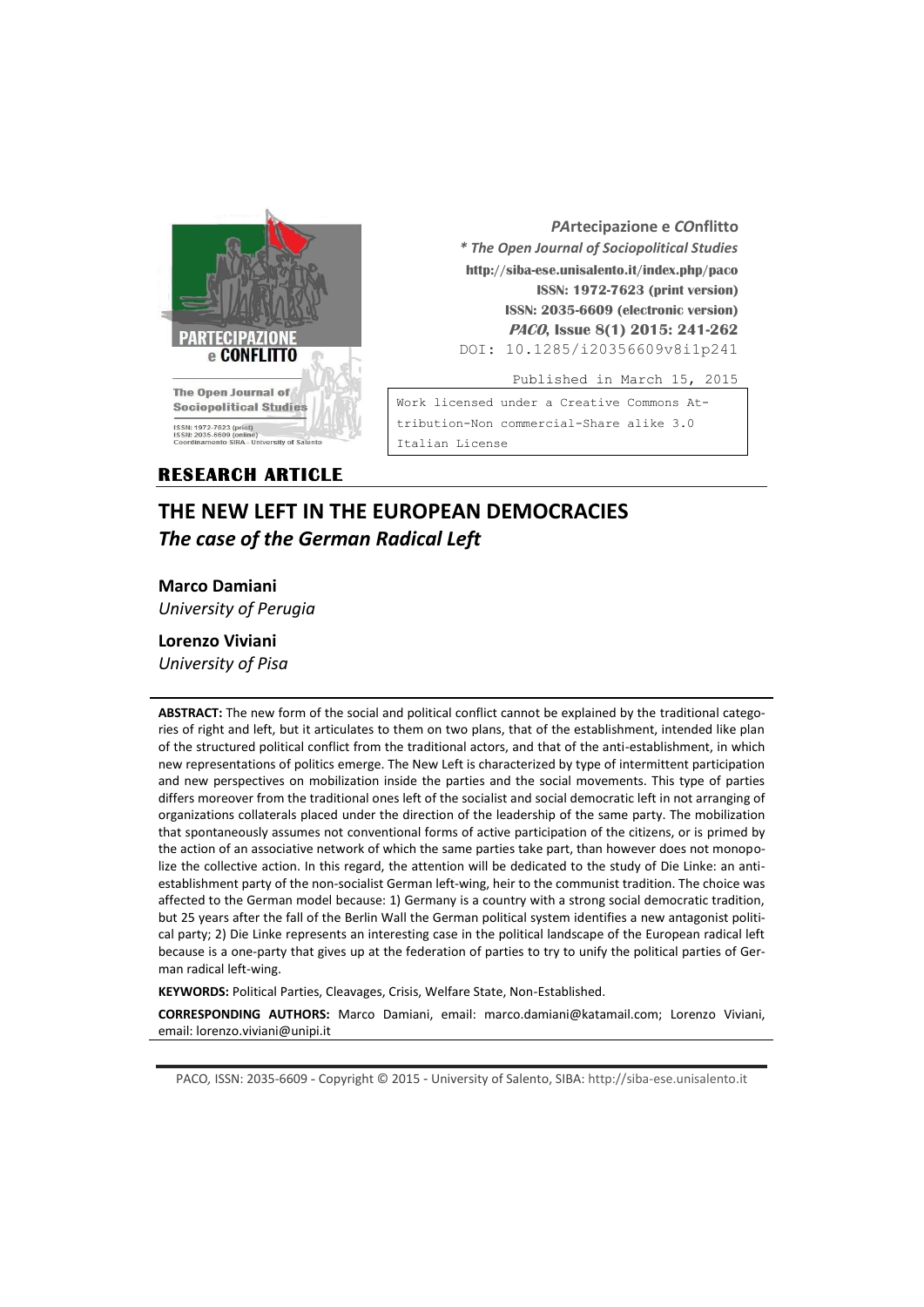*PArtecipazione e COnflitto*
*** The Open Journal of Sociopolitical Studies**
**http://siba-ese.unisalento.it/index.php/paco**
**ISSN: 1972-7623 (print version)**
**ISSN: 2035-6609 (electronic version)**
***PACO*, Issue 8(1) 2015: 241-262**
DOI: 10.1285/i20356609v8i1p241

Published in March 15, 2015

Work licensed under a Creative Commons Attribution-Non commercial-Share alike 3.0 Italian License

**RESEARCH ARTICLE**

# THE NEW LEFT IN THE EUROPEAN DEMOCRACIES
## *The case of the German Radical Left*

**Marco Damiani**
*University of Perugia*

**Lorenzo Viviani**
*University of Pisa*

**ABSTRACT:** The new form of the social and political conflict cannot be explained by the traditional categories of right and left, but it articulates to them on two plans, that of the establishment, intended like plan of the structured political conflict from the traditional actors, and that of the anti-establishment, in which new representations of politics emerge. The New Left is characterized by type of intermittent participation and new perspectives on mobilization inside the parties and the social movements. This type of parties differs moreover from the traditional ones left of the socialist and social democratic left in not arranging of organizations collaterals placed under the direction of the leadership of the same party. The mobilization that spontaneously assumes not conventional forms of active participation of the citizens, or is primed by the action of an associative network of which the same parties take part, than however does not monopolize the collective action. In this regard, the attention will be dedicated to the study of Die Linke: an anti-establishment party of the non-socialist German left-wing, heir to the communist tradition. The choice was affected to the German model because: 1) Germany is a country with a strong social democratic tradition, but 25 years after the fall of the Berlin Wall the German political system identifies a new antagonist political party; 2) Die Linke represents an interesting case in the political landscape of the European radical left because is a one-party that gives up at the federation of parties to try to unify the political parties of German radical left-wing.

**KEYWORDS:** Political Parties, Cleavages, Crisis, Welfare State, Non-Established.

**CORRESPONDING AUTHORS:** Marco Damiani, email: marco.damiani@katamail.com; Lorenzo Viviani, email: lorenzo.viviani@unipi.it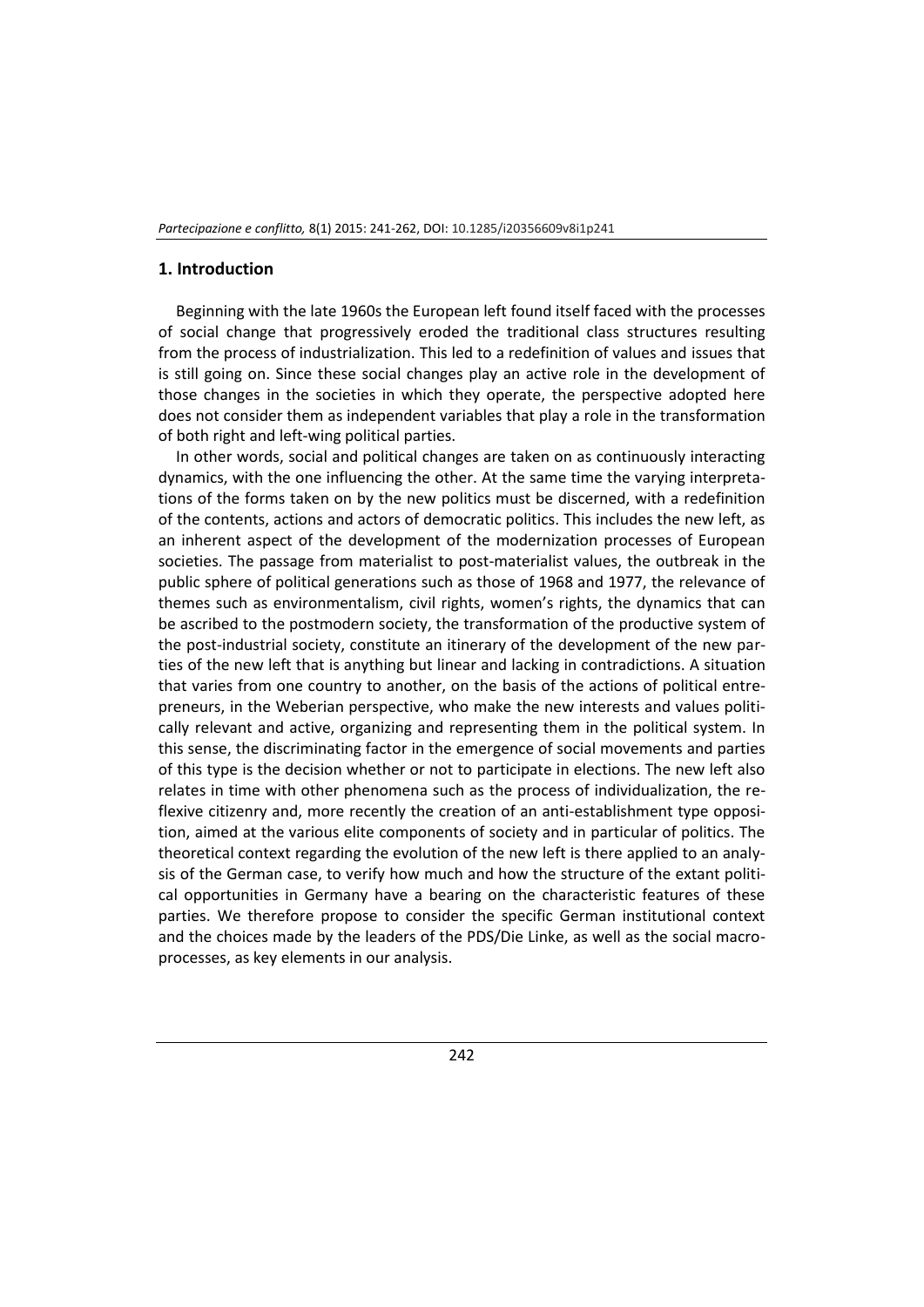## 1. Introduction

Beginning with the late 1960s the European left found itself faced with the processes of social change that progressively eroded the traditional class structures resulting from the process of industrialization. This led to a redefinition of values and issues that is still going on. Since these social changes play an active role in the development of those changes in the societies in which they operate, the perspective adopted here does not consider them as independent variables that play a role in the transformation of both right and left-wing political parties.

In other words, social and political changes are taken on as continuously interacting dynamics, with the one influencing the other. At the same time the varying interpretations of the forms taken on by the new politics must be discerned, with a redefinition of the contents, actions and actors of democratic politics. This includes the new left, as an inherent aspect of the development of the modernization processes of European societies. The passage from materialist to post-materialist values, the outbreak in the public sphere of political generations such as those of 1968 and 1977, the relevance of themes such as environmentalism, civil rights, women's rights, the dynamics that can be ascribed to the postmodern society, the transformation of the productive system of the post-industrial society, constitute an itinerary of the development of the new parties of the new left that is anything but linear and lacking in contradictions. A situation that varies from one country to another, on the basis of the actions of political entrepreneurs, in the Weberian perspective, who make the new interests and values politically relevant and active, organizing and representing them in the political system. In this sense, the discriminating factor in the emergence of social movements and parties of this type is the decision whether or not to participate in elections. The new left also relates in time with other phenomena such as the process of individualization, the reflexive citizenry and, more recently the creation of an anti-establishment type opposition, aimed at the various elite components of society and in particular of politics. The theoretical context regarding the evolution of the new left is there applied to an analysis of the German case, to verify how much and how the structure of the extant political opportunities in Germany have a bearing on the characteristic features of these parties. We therefore propose to consider the specific German institutional context and the choices made by the leaders of the PDS/Die Linke, as well as the social macro-processes, as key elements in our analysis.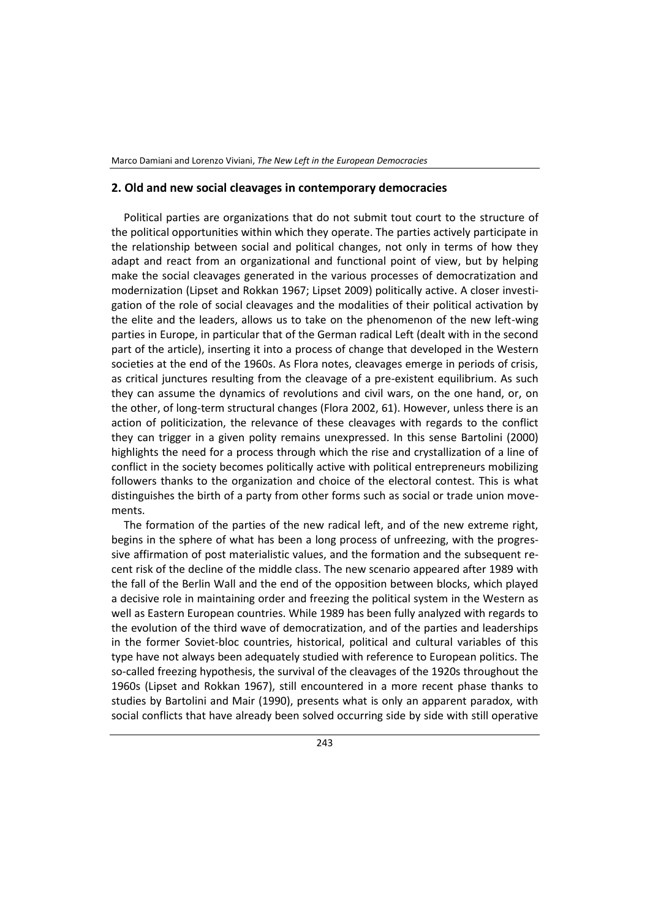## 2. Old and new social cleavages in contemporary democracies

Political parties are organizations that do not submit tout court to the structure of the political opportunities within which they operate. The parties actively participate in the relationship between social and political changes, not only in terms of how they adapt and react from an organizational and functional point of view, but by helping make the social cleavages generated in the various processes of democratization and modernization (Lipset and Rokkan 1967; Lipset 2009) politically active. A closer investigation of the role of social cleavages and the modalities of their political activation by the elite and the leaders, allows us to take on the phenomenon of the new left-wing parties in Europe, in particular that of the German radical Left (dealt with in the second part of the article), inserting it into a process of change that developed in the Western societies at the end of the 1960s. As Flora notes, cleavages emerge in periods of crisis, as critical junctures resulting from the cleavage of a pre-existent equilibrium. As such they can assume the dynamics of revolutions and civil wars, on the one hand, or, on the other, of long-term structural changes (Flora 2002, 61). However, unless there is an action of politicization, the relevance of these cleavages with regards to the conflict they can trigger in a given polity remains unexpressed. In this sense Bartolini (2000) highlights the need for a process through which the rise and crystallization of a line of conflict in the society becomes politically active with political entrepreneurs mobilizing followers thanks to the organization and choice of the electoral contest. This is what distinguishes the birth of a party from other forms such as social or trade union movements.

The formation of the parties of the new radical left, and of the new extreme right, begins in the sphere of what has been a long process of unfreezing, with the progressive affirmation of post materialistic values, and the formation and the subsequent recent risk of the decline of the middle class. The new scenario appeared after 1989 with the fall of the Berlin Wall and the end of the opposition between blocks, which played a decisive role in maintaining order and freezing the political system in the Western as well as Eastern European countries. While 1989 has been fully analyzed with regards to the evolution of the third wave of democratization, and of the parties and leaderships in the former Soviet-bloc countries, historical, political and cultural variables of this type have not always been adequately studied with reference to European politics. The so-called freezing hypothesis, the survival of the cleavages of the 1920s throughout the 1960s (Lipset and Rokkan 1967), still encountered in a more recent phase thanks to studies by Bartolini and Mair (1990), presents what is only an apparent paradox, with social conflicts that have already been solved occurring side by side with still operative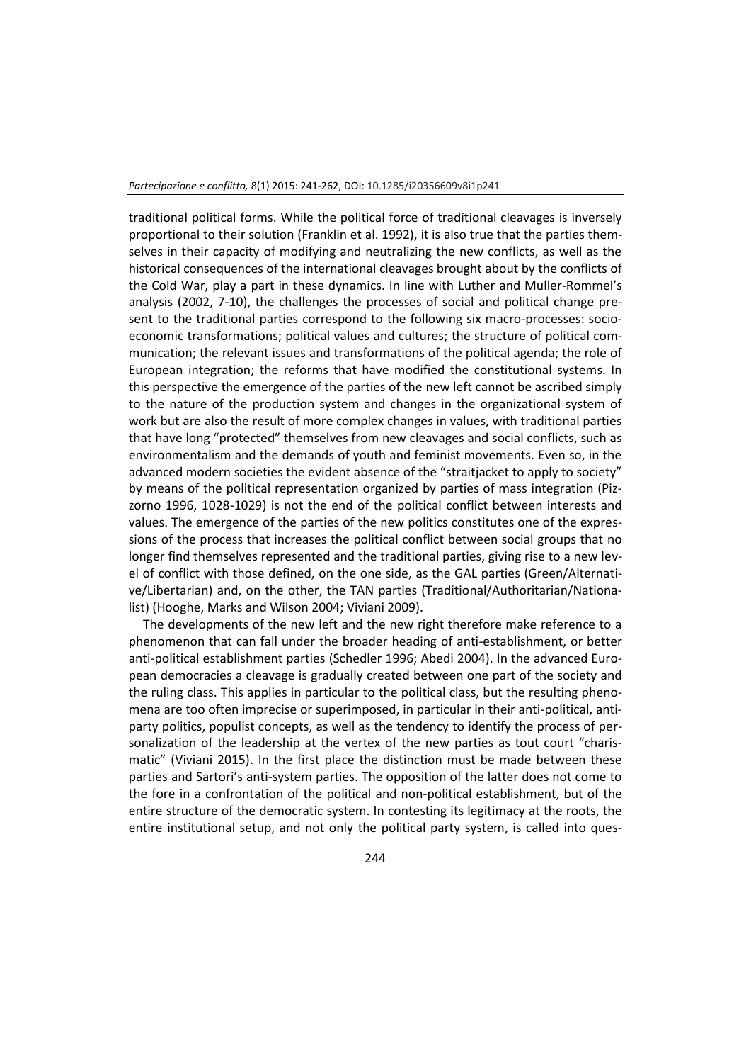traditional political forms. While the political force of traditional cleavages is inversely proportional to their solution (Franklin et al. 1992), it is also true that the parties themselves in their capacity of modifying and neutralizing the new conflicts, as well as the historical consequences of the international cleavages brought about by the conflicts of the Cold War, play a part in these dynamics. In line with Luther and Muller-Rommel's analysis (2002, 7-10), the challenges the processes of social and political change present to the traditional parties correspond to the following six macro-processes: socio-economic transformations; political values and cultures; the structure of political communication; the relevant issues and transformations of the political agenda; the role of European integration; the reforms that have modified the constitutional systems. In this perspective the emergence of the parties of the new left cannot be ascribed simply to the nature of the production system and changes in the organizational system of work but are also the result of more complex changes in values, with traditional parties that have long "protected" themselves from new cleavages and social conflicts, such as environmentalism and the demands of youth and feminist movements. Even so, in the advanced modern societies the evident absence of the "straitjacket to apply to society" by means of the political representation organized by parties of mass integration (Pizzorno 1996, 1028-1029) is not the end of the political conflict between interests and values. The emergence of the parties of the new politics constitutes one of the expressions of the process that increases the political conflict between social groups that no longer find themselves represented and the traditional parties, giving rise to a new level of conflict with those defined, on the one side, as the GAL parties (Green/Alternative/Libertarian) and, on the other, the TAN parties (Traditional/Authoritarian/Nationalist) (Hooghe, Marks and Wilson 2004; Viviani 2009).

The developments of the new left and the new right therefore make reference to a phenomenon that can fall under the broader heading of anti-establishment, or better anti-political establishment parties (Schedler 1996; Abedi 2004). In the advanced European democracies a cleavage is gradually created between one part of the society and the ruling class. This applies in particular to the political class, but the resulting phenomena are too often imprecise or superimposed, in particular in their anti-political, anti-party politics, populist concepts, as well as the tendency to identify the process of personalization of the leadership at the vertex of the new parties as tout court "charismatic" (Viviani 2015). In the first place the distinction must be made between these parties and Sartori's anti-system parties. The opposition of the latter does not come to the fore in a confrontation of the political and non-political establishment, but of the entire structure of the democratic system. In contesting its legitimacy at the roots, the entire institutional setup, and not only the political party system, is called into ques-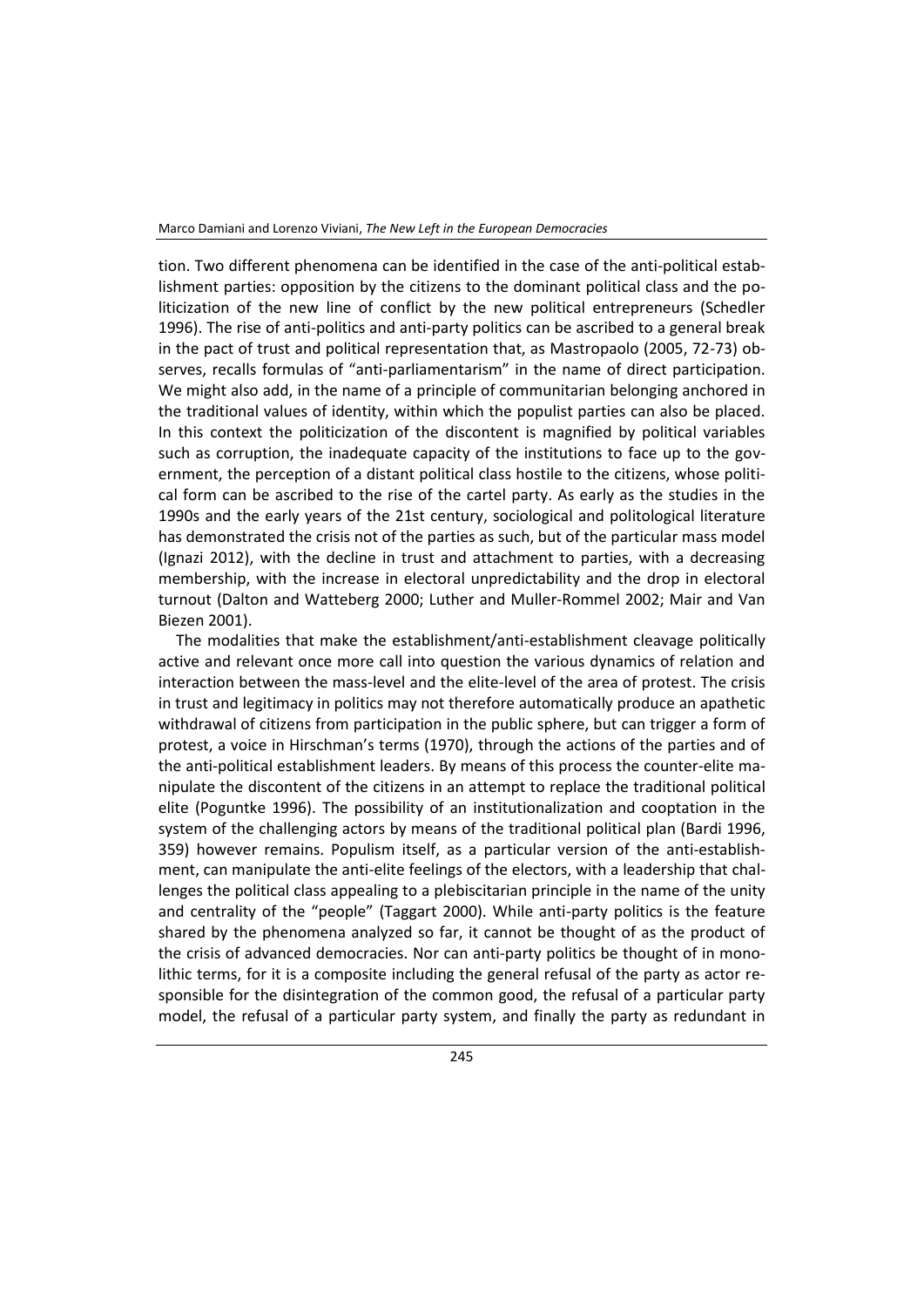tion. Two different phenomena can be identified in the case of the anti-political establishment parties: opposition by the citizens to the dominant political class and the politicization of the new line of conflict by the new political entrepreneurs (Schedler 1996). The rise of anti-politics and anti-party politics can be ascribed to a general break in the pact of trust and political representation that, as Mastropaolo (2005, 72-73) observes, recalls formulas of "anti-parliamentarism" in the name of direct participation. We might also add, in the name of a principle of communitarian belonging anchored in the traditional values of identity, within which the populist parties can also be placed. In this context the politicization of the discontent is magnified by political variables such as corruption, the inadequate capacity of the institutions to face up to the government, the perception of a distant political class hostile to the citizens, whose political form can be ascribed to the rise of the cartel party. As early as the studies in the 1990s and the early years of the 21st century, sociological and politological literature has demonstrated the crisis not of the parties as such, but of the particular mass model (Ignazi 2012), with the decline in trust and attachment to parties, with a decreasing membership, with the increase in electoral unpredictability and the drop in electoral turnout (Dalton and Watteberg 2000; Luther and Muller-Rommel 2002; Mair and Van Biezen 2001).

The modalities that make the establishment/anti-establishment cleavage politically active and relevant once more call into question the various dynamics of relation and interaction between the mass-level and the elite-level of the area of protest. The crisis in trust and legitimacy in politics may not therefore automatically produce an apathetic withdrawal of citizens from participation in the public sphere, but can trigger a form of protest, a voice in Hirschman's terms (1970), through the actions of the parties and of the anti-political establishment leaders. By means of this process the counter-elite manipulate the discontent of the citizens in an attempt to replace the traditional political elite (Poguntke 1996). The possibility of an institutionalization and cooptation in the system of the challenging actors by means of the traditional political plan (Bardi 1996, 359) however remains. Populism itself, as a particular version of the anti-establishment, can manipulate the anti-elite feelings of the electors, with a leadership that challenges the political class appealing to a plebiscitarian principle in the name of the unity and centrality of the "people" (Taggart 2000). While anti-party politics is the feature shared by the phenomena analyzed so far, it cannot be thought of as the product of the crisis of advanced democracies. Nor can anti-party politics be thought of in monolithic terms, for it is a composite including the general refusal of the party as actor responsible for the disintegration of the common good, the refusal of a particular party model, the refusal of a particular party system, and finally the party as redundant in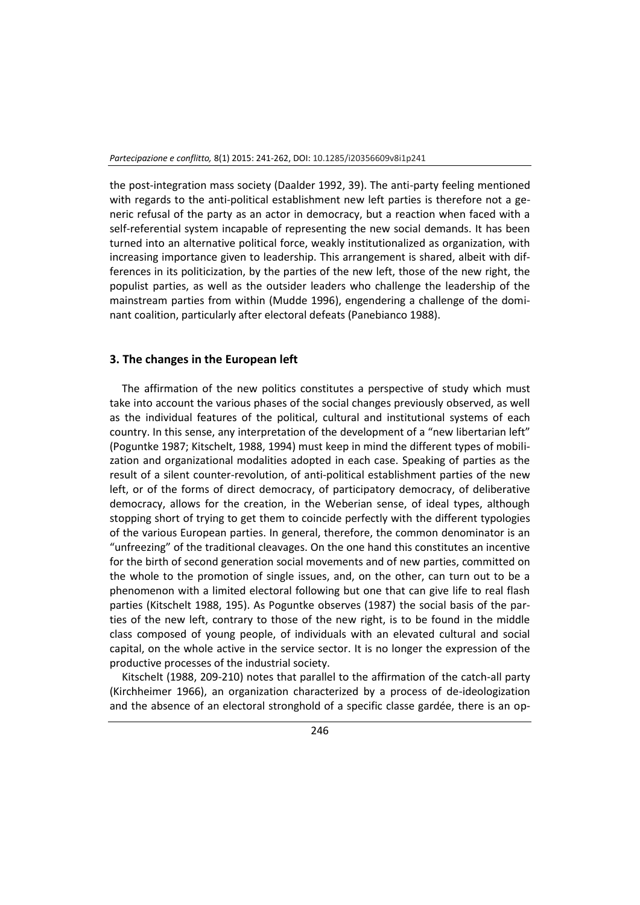the post-integration mass society (Daalder 1992, 39). The anti-party feeling mentioned with regards to the anti-political establishment new left parties is therefore not a generic refusal of the party as an actor in democracy, but a reaction when faced with a self-referential system incapable of representing the new social demands. It has been turned into an alternative political force, weakly institutionalized as organization, with increasing importance given to leadership. This arrangement is shared, albeit with differences in its politicization, by the parties of the new left, those of the new right, the populist parties, as well as the outsider leaders who challenge the leadership of the mainstream parties from within (Mudde 1996), engendering a challenge of the dominant coalition, particularly after electoral defeats (Panebianco 1988).

## 3. The changes in the European left

The affirmation of the new politics constitutes a perspective of study which must take into account the various phases of the social changes previously observed, as well as the individual features of the political, cultural and institutional systems of each country. In this sense, any interpretation of the development of a "new libertarian left" (Poguntke 1987; Kitschelt, 1988, 1994) must keep in mind the different types of mobilization and organizational modalities adopted in each case. Speaking of parties as the result of a silent counter-revolution, of anti-political establishment parties of the new left, or of the forms of direct democracy, of participatory democracy, of deliberative democracy, allows for the creation, in the Weberian sense, of ideal types, although stopping short of trying to get them to coincide perfectly with the different typologies of the various European parties. In general, therefore, the common denominator is an "unfreezing" of the traditional cleavages. On the one hand this constitutes an incentive for the birth of second generation social movements and of new parties, committed on the whole to the promotion of single issues, and, on the other, can turn out to be a phenomenon with a limited electoral following but one that can give life to real flash parties (Kitschelt 1988, 195). As Poguntke observes (1987) the social basis of the parties of the new left, contrary to those of the new right, is to be found in the middle class composed of young people, of individuals with an elevated cultural and social capital, on the whole active in the service sector. It is no longer the expression of the productive processes of the industrial society.

Kitschelt (1988, 209-210) notes that parallel to the affirmation of the catch-all party (Kirchheimer 1966), an organization characterized by a process of de-ideologization and the absence of an electoral stronghold of a specific classe gardée, there is an op-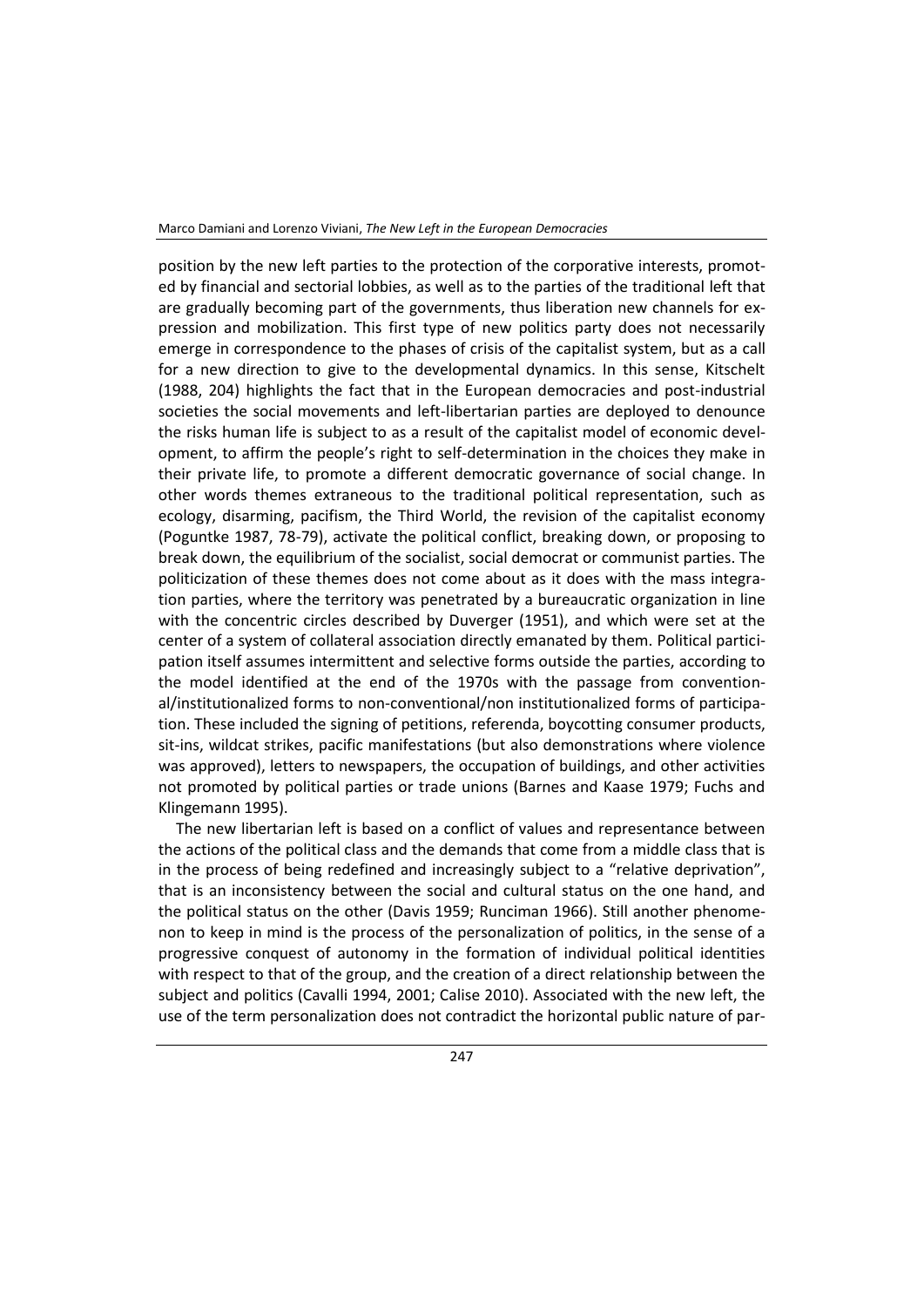position by the new left parties to the protection of the corporative interests, promoted by financial and sectorial lobbies, as well as to the parties of the traditional left that are gradually becoming part of the governments, thus liberation new channels for expression and mobilization. This first type of new politics party does not necessarily emerge in correspondence to the phases of crisis of the capitalist system, but as a call for a new direction to give to the developmental dynamics. In this sense, Kitschelt (1988, 204) highlights the fact that in the European democracies and post-industrial societies the social movements and left-libertarian parties are deployed to denounce the risks human life is subject to as a result of the capitalist model of economic development, to affirm the people's right to self-determination in the choices they make in their private life, to promote a different democratic governance of social change. In other words themes extraneous to the traditional political representation, such as ecology, disarming, pacifism, the Third World, the revision of the capitalist economy (Poguntke 1987, 78-79), activate the political conflict, breaking down, or proposing to break down, the equilibrium of the socialist, social democrat or communist parties. The politicization of these themes does not come about as it does with the mass integration parties, where the territory was penetrated by a bureaucratic organization in line with the concentric circles described by Duverger (1951), and which were set at the center of a system of collateral association directly emanated by them. Political participation itself assumes intermittent and selective forms outside the parties, according to the model identified at the end of the 1970s with the passage from conventional/institutionalized forms to non-conventional/non institutionalized forms of participation. These included the signing of petitions, referenda, boycotting consumer products, sit-ins, wildcat strikes, pacific manifestations (but also demonstrations where violence was approved), letters to newspapers, the occupation of buildings, and other activities not promoted by political parties or trade unions (Barnes and Kaase 1979; Fuchs and Klingemann 1995).

The new libertarian left is based on a conflict of values and representance between the actions of the political class and the demands that come from a middle class that is in the process of being redefined and increasingly subject to a "relative deprivation", that is an inconsistency between the social and cultural status on the one hand, and the political status on the other (Davis 1959; Runciman 1966). Still another phenomenon to keep in mind is the process of the personalization of politics, in the sense of a progressive conquest of autonomy in the formation of individual political identities with respect to that of the group, and the creation of a direct relationship between the subject and politics (Cavalli 1994, 2001; Calise 2010). Associated with the new left, the use of the term personalization does not contradict the horizontal public nature of par-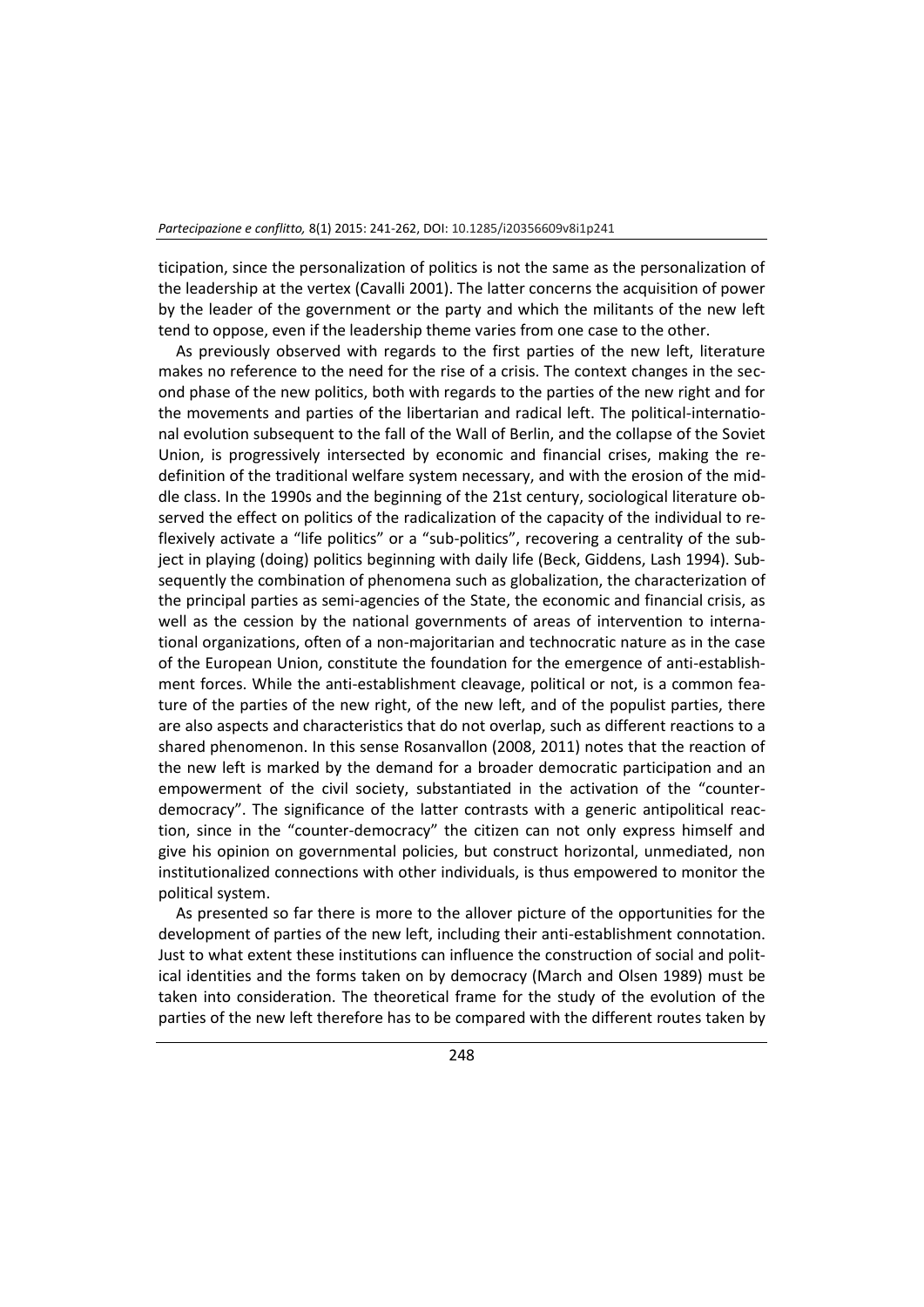ticipation, since the personalization of politics is not the same as the personalization of the leadership at the vertex (Cavalli 2001). The latter concerns the acquisition of power by the leader of the government or the party and which the militants of the new left tend to oppose, even if the leadership theme varies from one case to the other.

As previously observed with regards to the first parties of the new left, literature makes no reference to the need for the rise of a crisis. The context changes in the second phase of the new politics, both with regards to the parties of the new right and for the movements and parties of the libertarian and radical left. The political-international evolution subsequent to the fall of the Wall of Berlin, and the collapse of the Soviet Union, is progressively intersected by economic and financial crises, making the redefinition of the traditional welfare system necessary, and with the erosion of the middle class. In the 1990s and the beginning of the 21st century, sociological literature observed the effect on politics of the radicalization of the capacity of the individual to reflexively activate a "life politics" or a "sub-politics", recovering a centrality of the subject in playing (doing) politics beginning with daily life (Beck, Giddens, Lash 1994). Subsequently the combination of phenomena such as globalization, the characterization of the principal parties as semi-agencies of the State, the economic and financial crisis, as well as the cession by the national governments of areas of intervention to international organizations, often of a non-majoritarian and technocratic nature as in the case of the European Union, constitute the foundation for the emergence of anti-establishment forces. While the anti-establishment cleavage, political or not, is a common feature of the parties of the new right, of the new left, and of the populist parties, there are also aspects and characteristics that do not overlap, such as different reactions to a shared phenomenon. In this sense Rosanvallon (2008, 2011) notes that the reaction of the new left is marked by the demand for a broader democratic participation and an empowerment of the civil society, substantiated in the activation of the "counter-democracy". The significance of the latter contrasts with a generic antipolitical reaction, since in the "counter-democracy" the citizen can not only express himself and give his opinion on governmental policies, but construct horizontal, unmediated, non institutionalized connections with other individuals, is thus empowered to monitor the political system.

As presented so far there is more to the allover picture of the opportunities for the development of parties of the new left, including their anti-establishment connotation. Just to what extent these institutions can influence the construction of social and political identities and the forms taken on by democracy (March and Olsen 1989) must be taken into consideration. The theoretical frame for the study of the evolution of the parties of the new left therefore has to be compared with the different routes taken by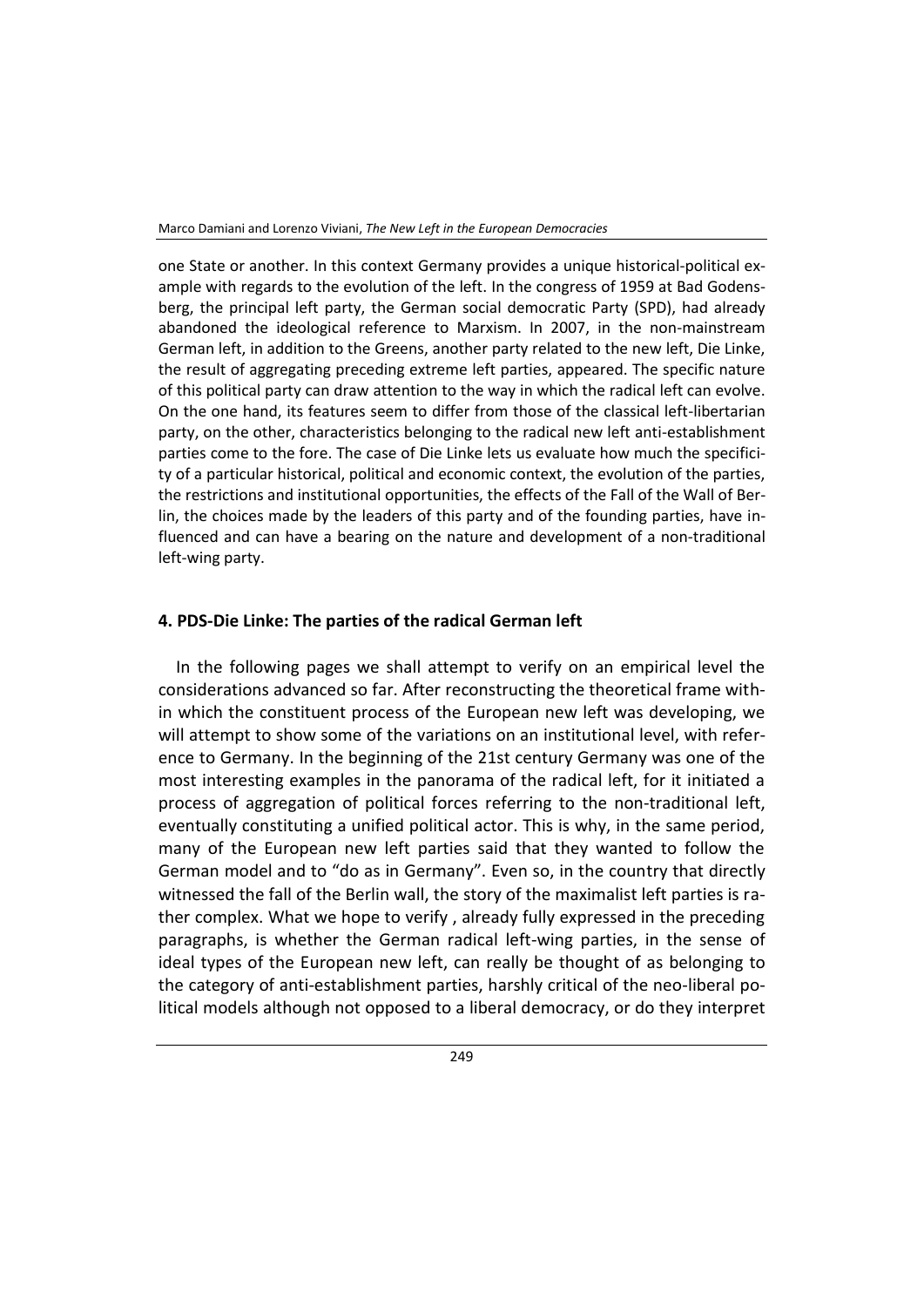one State or another. In this context Germany provides a unique historical-political example with regards to the evolution of the left. In the congress of 1959 at Bad Godensberg, the principal left party, the German social democratic Party (SPD), had already abandoned the ideological reference to Marxism. In 2007, in the non-mainstream German left, in addition to the Greens, another party related to the new left, Die Linke, the result of aggregating preceding extreme left parties, appeared. The specific nature of this political party can draw attention to the way in which the radical left can evolve. On the one hand, its features seem to differ from those of the classical left-libertarian party, on the other, characteristics belonging to the radical new left anti-establishment parties come to the fore. The case of Die Linke lets us evaluate how much the specificity of a particular historical, political and economic context, the evolution of the parties, the restrictions and institutional opportunities, the effects of the Fall of the Wall of Berlin, the choices made by the leaders of this party and of the founding parties, have influenced and can have a bearing on the nature and development of a non-traditional left-wing party.

## 4. PDS-Die Linke: The parties of the radical German left

In the following pages we shall attempt to verify on an empirical level the considerations advanced so far. After reconstructing the theoretical frame within which the constituent process of the European new left was developing, we will attempt to show some of the variations on an institutional level, with reference to Germany. In the beginning of the 21st century Germany was one of the most interesting examples in the panorama of the radical left, for it initiated a process of aggregation of political forces referring to the non-traditional left, eventually constituting a unified political actor. This is why, in the same period, many of the European new left parties said that they wanted to follow the German model and to "do as in Germany". Even so, in the country that directly witnessed the fall of the Berlin wall, the story of the maximalist left parties is rather complex. What we hope to verify , already fully expressed in the preceding paragraphs, is whether the German radical left-wing parties, in the sense of ideal types of the European new left, can really be thought of as belonging to the category of anti-establishment parties, harshly critical of the neo-liberal political models although not opposed to a liberal democracy, or do they interpret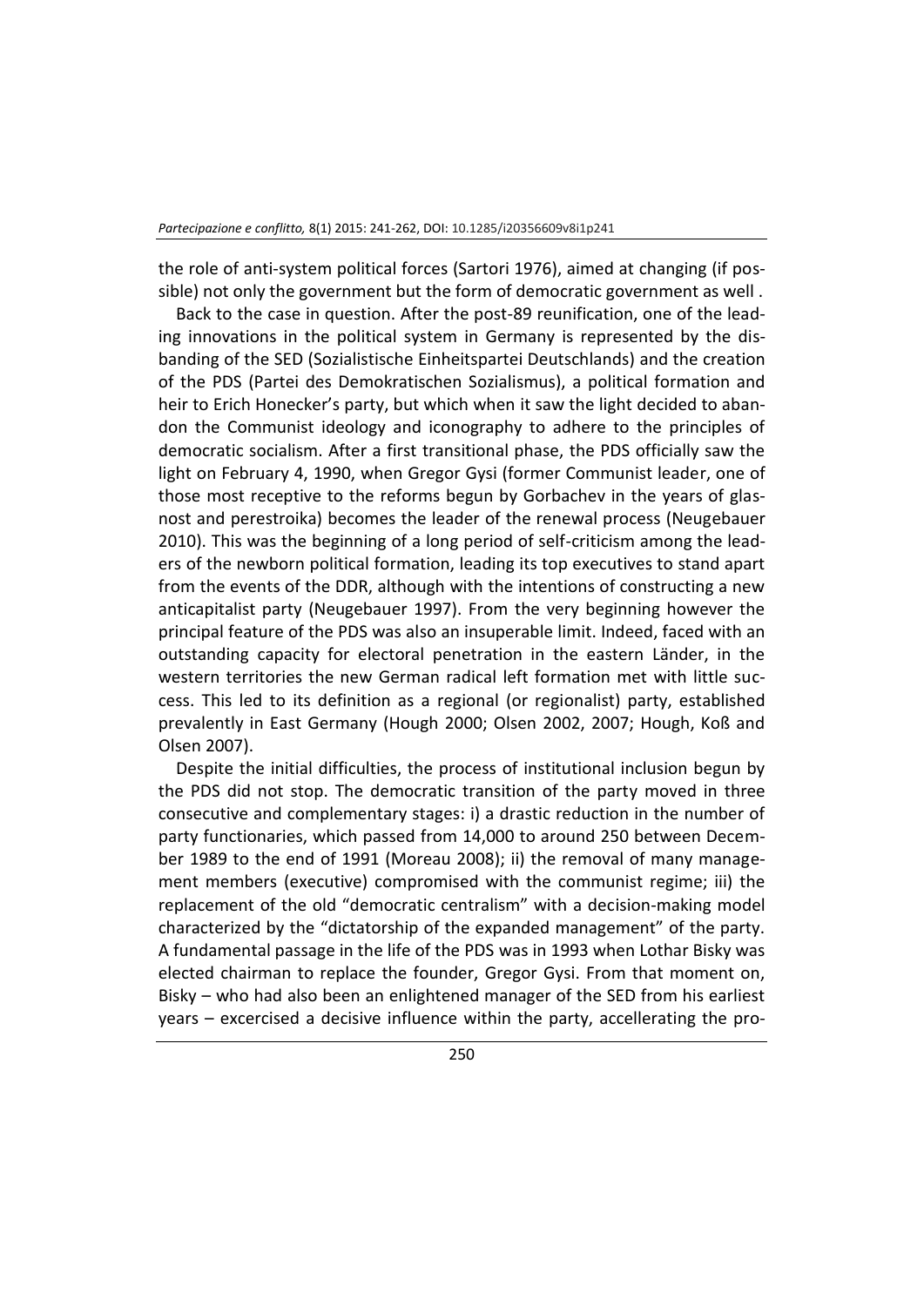the role of anti-system political forces (Sartori 1976), aimed at changing (if possible) not only the government but the form of democratic government as well .

Back to the case in question. After the post-89 reunification, one of the leading innovations in the political system in Germany is represented by the disbanding of the SED (Sozialistische Einheitspartei Deutschlands) and the creation of the PDS (Partei des Demokratischen Sozialismus), a political formation and heir to Erich Honecker's party, but which when it saw the light decided to abandon the Communist ideology and iconography to adhere to the principles of democratic socialism. After a first transitional phase, the PDS officially saw the light on February 4, 1990, when Gregor Gysi (former Communist leader, one of those most receptive to the reforms begun by Gorbachev in the years of glasnost and perestroika) becomes the leader of the renewal process (Neugebauer 2010). This was the beginning of a long period of self-criticism among the leaders of the newborn political formation, leading its top executives to stand apart from the events of the DDR, although with the intentions of constructing a new anticapitalist party (Neugebauer 1997). From the very beginning however the principal feature of the PDS was also an insuperable limit. Indeed, faced with an outstanding capacity for electoral penetration in the eastern Länder, in the western territories the new German radical left formation met with little success. This led to its definition as a regional (or regionalist) party, established prevalently in East Germany (Hough 2000; Olsen 2002, 2007; Hough, Koß and Olsen 2007).

Despite the initial difficulties, the process of institutional inclusion begun by the PDS did not stop. The democratic transition of the party moved in three consecutive and complementary stages: i) a drastic reduction in the number of party functionaries, which passed from 14,000 to around 250 between December 1989 to the end of 1991 (Moreau 2008); ii) the removal of many management members (executive) compromised with the communist regime; iii) the replacement of the old "democratic centralism" with a decision-making model characterized by the "dictatorship of the expanded management" of the party. A fundamental passage in the life of the PDS was in 1993 when Lothar Bisky was elected chairman to replace the founder, Gregor Gysi. From that moment on, Bisky – who had also been an enlightened manager of the SED from his earliest years – excercised a decisive influence within the party, accellerating the pro-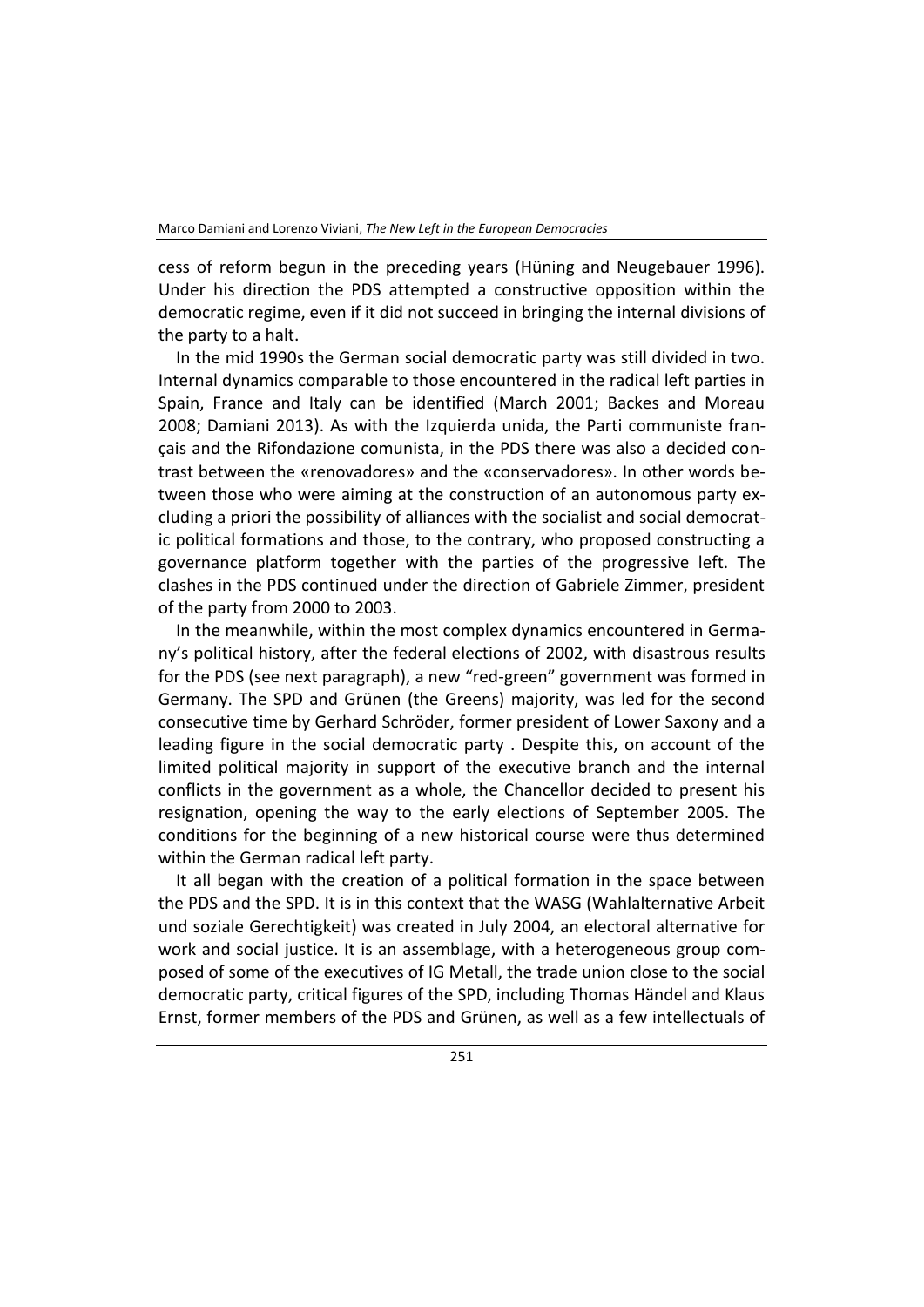cess of reform begun in the preceding years (Hüning and Neugebauer 1996). Under his direction the PDS attempted a constructive opposition within the democratic regime, even if it did not succeed in bringing the internal divisions of the party to a halt.

In the mid 1990s the German social democratic party was still divided in two. Internal dynamics comparable to those encountered in the radical left parties in Spain, France and Italy can be identified (March 2001; Backes and Moreau 2008; Damiani 2013). As with the Izquierda unida, the Parti communiste français and the Rifondazione comunista, in the PDS there was also a decided contrast between the «renovadores» and the «conservadores». In other words between those who were aiming at the construction of an autonomous party excluding a priori the possibility of alliances with the socialist and social democratic political formations and those, to the contrary, who proposed constructing a governance platform together with the parties of the progressive left. The clashes in the PDS continued under the direction of Gabriele Zimmer, president of the party from 2000 to 2003.

In the meanwhile, within the most complex dynamics encountered in Germany's political history, after the federal elections of 2002, with disastrous results for the PDS (see next paragraph), a new "red-green" government was formed in Germany. The SPD and Grünen (the Greens) majority, was led for the second consecutive time by Gerhard Schröder, former president of Lower Saxony and a leading figure in the social democratic party . Despite this, on account of the limited political majority in support of the executive branch and the internal conflicts in the government as a whole, the Chancellor decided to present his resignation, opening the way to the early elections of September 2005. The conditions for the beginning of a new historical course were thus determined within the German radical left party.

It all began with the creation of a political formation in the space between the PDS and the SPD. It is in this context that the WASG (Wahlalternative Arbeit und soziale Gerechtigkeit) was created in July 2004, an electoral alternative for work and social justice. It is an assemblage, with a heterogeneous group composed of some of the executives of IG Metall, the trade union close to the social democratic party, critical figures of the SPD, including Thomas Händel and Klaus Ernst, former members of the PDS and Grünen, as well as a few intellectuals of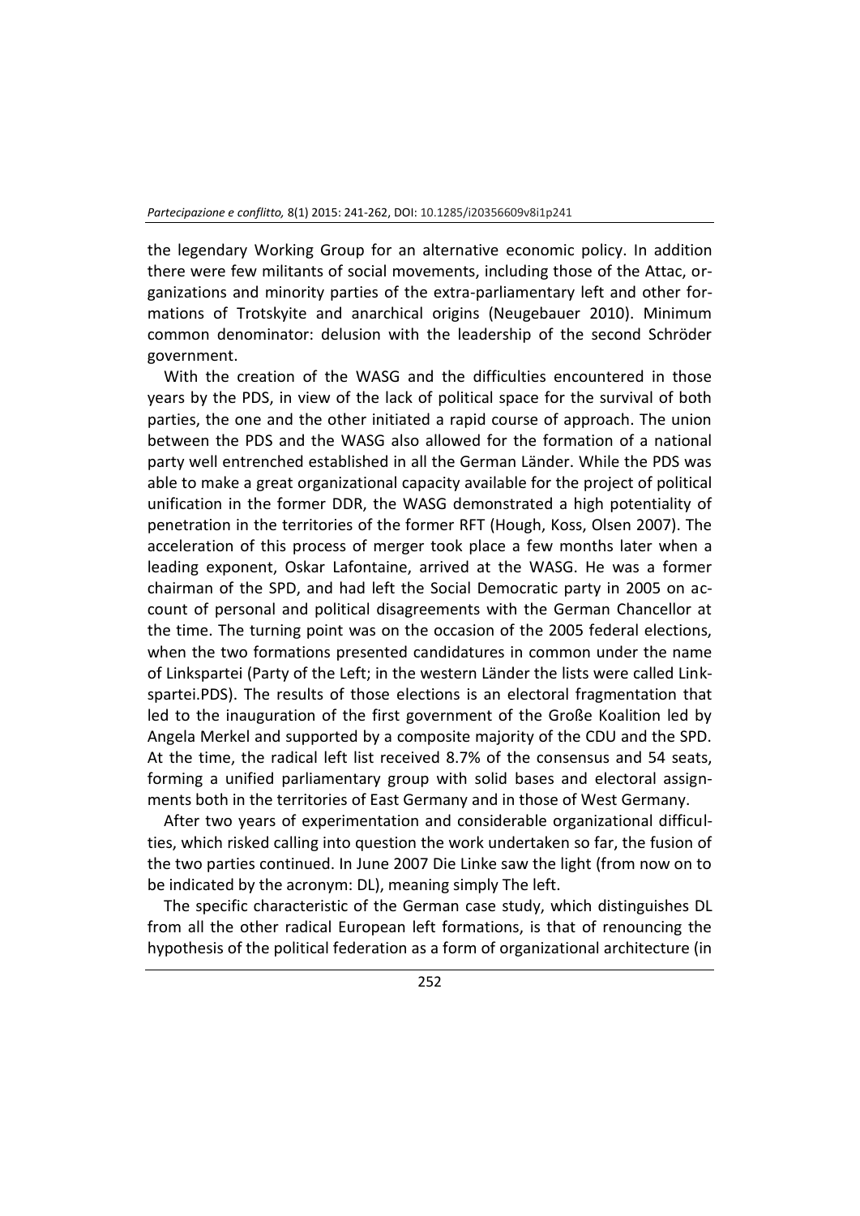the legendary Working Group for an alternative economic policy. In addition there were few militants of social movements, including those of the Attac, organizations and minority parties of the extra-parliamentary left and other formations of Trotskyite and anarchical origins (Neugebauer 2010). Minimum common denominator: delusion with the leadership of the second Schröder government.

With the creation of the WASG and the difficulties encountered in those years by the PDS, in view of the lack of political space for the survival of both parties, the one and the other initiated a rapid course of approach. The union between the PDS and the WASG also allowed for the formation of a national party well entrenched established in all the German Länder. While the PDS was able to make a great organizational capacity available for the project of political unification in the former DDR, the WASG demonstrated a high potentiality of penetration in the territories of the former RFT (Hough, Koss, Olsen 2007). The acceleration of this process of merger took place a few months later when a leading exponent, Oskar Lafontaine, arrived at the WASG. He was a former chairman of the SPD, and had left the Social Democratic party in 2005 on account of personal and political disagreements with the German Chancellor at the time. The turning point was on the occasion of the 2005 federal elections, when the two formations presented candidatures in common under the name of Linkspartei (Party of the Left; in the western Länder the lists were called Linkspartei.PDS). The results of those elections is an electoral fragmentation that led to the inauguration of the first government of the Große Koalition led by Angela Merkel and supported by a composite majority of the CDU and the SPD. At the time, the radical left list received 8.7% of the consensus and 54 seats, forming a unified parliamentary group with solid bases and electoral assignments both in the territories of East Germany and in those of West Germany.

After two years of experimentation and considerable organizational difficulties, which risked calling into question the work undertaken so far, the fusion of the two parties continued. In June 2007 Die Linke saw the light (from now on to be indicated by the acronym: DL), meaning simply The left.

The specific characteristic of the German case study, which distinguishes DL from all the other radical European left formations, is that of renouncing the hypothesis of the political federation as a form of organizational architecture (in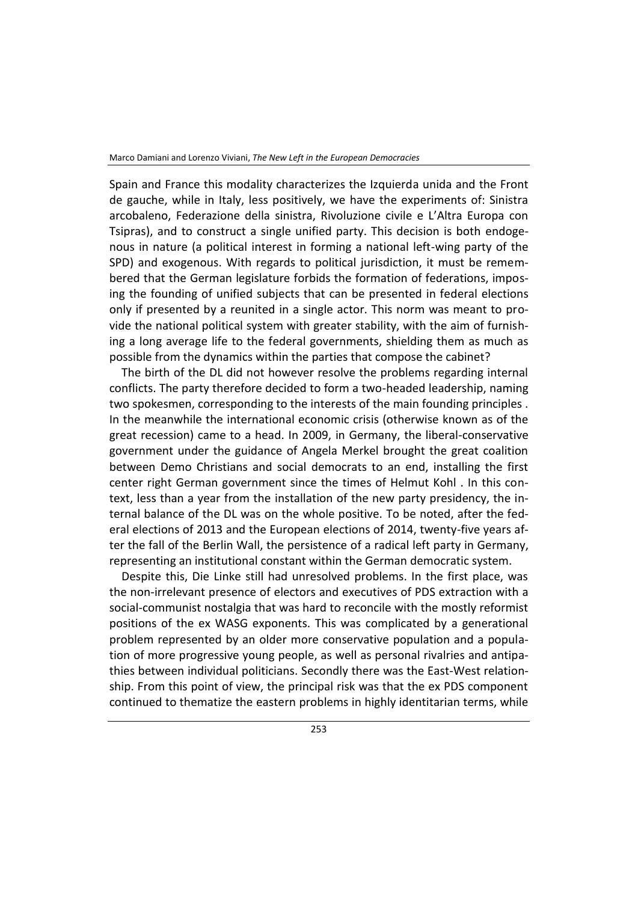Spain and France this modality characterizes the Izquierda unida and the Front de gauche, while in Italy, less positively, we have the experiments of: Sinistra arcobaleno, Federazione della sinistra, Rivoluzione civile e L'Altra Europa con Tsipras), and to construct a single unified party. This decision is both endogenous in nature (a political interest in forming a national left-wing party of the SPD) and exogenous. With regards to political jurisdiction, it must be remembered that the German legislature forbids the formation of federations, imposing the founding of unified subjects that can be presented in federal elections only if presented by a reunited in a single actor. This norm was meant to provide the national political system with greater stability, with the aim of furnishing a long average life to the federal governments, shielding them as much as possible from the dynamics within the parties that compose the cabinet?

The birth of the DL did not however resolve the problems regarding internal conflicts. The party therefore decided to form a two-headed leadership, naming two spokesmen, corresponding to the interests of the main founding principles . In the meanwhile the international economic crisis (otherwise known as of the great recession) came to a head. In 2009, in Germany, the liberal-conservative government under the guidance of Angela Merkel brought the great coalition between Demo Christians and social democrats to an end, installing the first center right German government since the times of Helmut Kohl . In this context, less than a year from the installation of the new party presidency, the internal balance of the DL was on the whole positive. To be noted, after the federal elections of 2013 and the European elections of 2014, twenty-five years after the fall of the Berlin Wall, the persistence of a radical left party in Germany, representing an institutional constant within the German democratic system.

Despite this, Die Linke still had unresolved problems. In the first place, was the non-irrelevant presence of electors and executives of PDS extraction with a social-communist nostalgia that was hard to reconcile with the mostly reformist positions of the ex WASG exponents. This was complicated by a generational problem represented by an older more conservative population and a population of more progressive young people, as well as personal rivalries and antipathies between individual politicians. Secondly there was the East-West relationship. From this point of view, the principal risk was that the ex PDS component continued to thematize the eastern problems in highly identitarian terms, while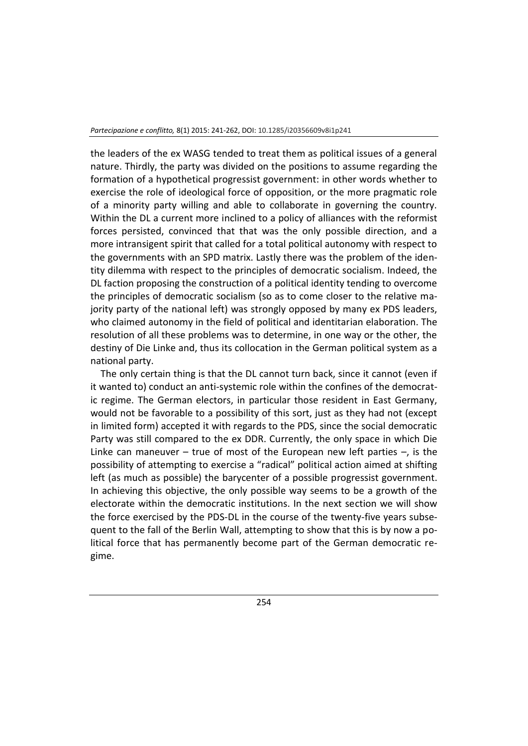the leaders of the ex WASG tended to treat them as political issues of a general nature. Thirdly, the party was divided on the positions to assume regarding the formation of a hypothetical progressist government: in other words whether to exercise the role of ideological force of opposition, or the more pragmatic role of a minority party willing and able to collaborate in governing the country. Within the DL a current more inclined to a policy of alliances with the reformist forces persisted, convinced that that was the only possible direction, and a more intransigent spirit that called for a total political autonomy with respect to the governments with an SPD matrix. Lastly there was the problem of the identity dilemma with respect to the principles of democratic socialism. Indeed, the DL faction proposing the construction of a political identity tending to overcome the principles of democratic socialism (so as to come closer to the relative majority party of the national left) was strongly opposed by many ex PDS leaders, who claimed autonomy in the field of political and identitarian elaboration. The resolution of all these problems was to determine, in one way or the other, the destiny of Die Linke and, thus its collocation in the German political system as a national party.

The only certain thing is that the DL cannot turn back, since it cannot (even if it wanted to) conduct an anti-systemic role within the confines of the democratic regime. The German electors, in particular those resident in East Germany, would not be favorable to a possibility of this sort, just as they had not (except in limited form) accepted it with regards to the PDS, since the social democratic Party was still compared to the ex DDR. Currently, the only space in which Die Linke can maneuver – true of most of the European new left parties –, is the possibility of attempting to exercise a "radical" political action aimed at shifting left (as much as possible) the barycenter of a possible progressist government. In achieving this objective, the only possible way seems to be a growth of the electorate within the democratic institutions. In the next section we will show the force exercised by the PDS-DL in the course of the twenty-five years subsequent to the fall of the Berlin Wall, attempting to show that this is by now a political force that has permanently become part of the German democratic regime.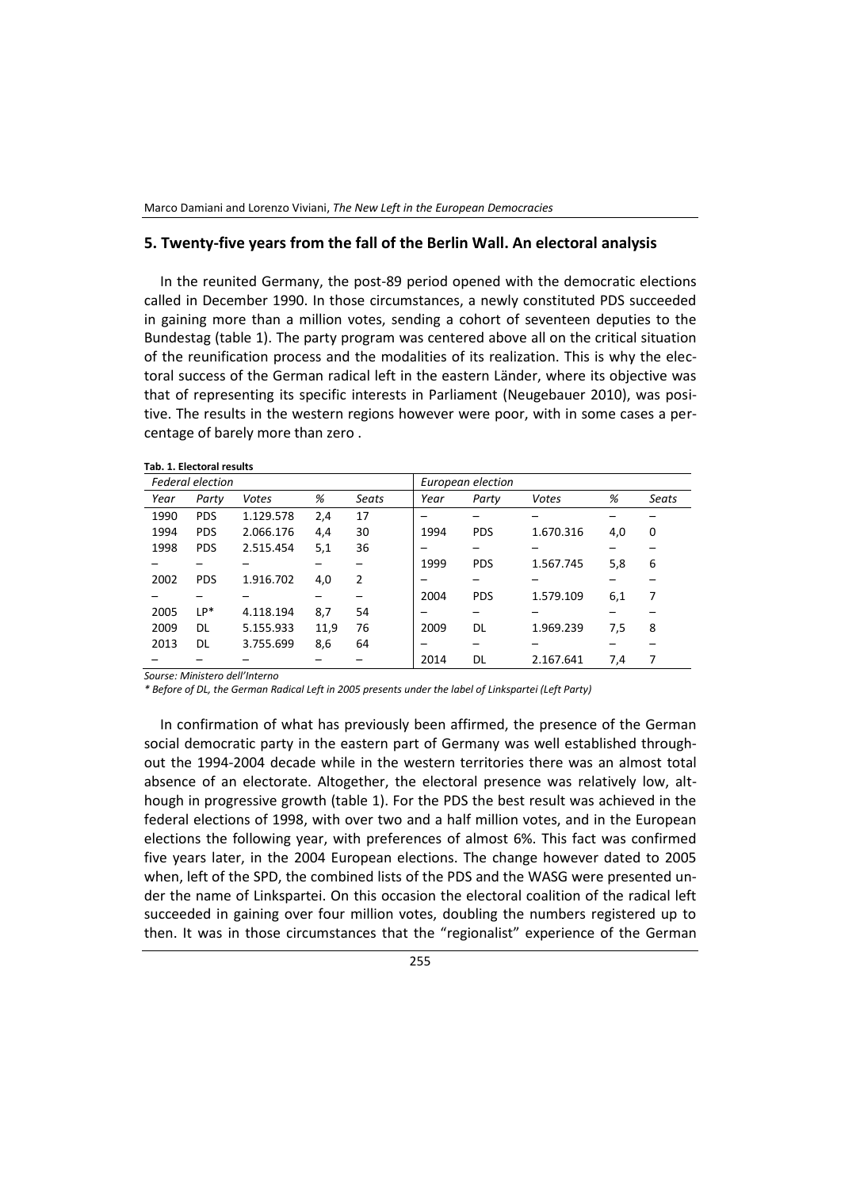## 5. Twenty-five years from the fall of the Berlin Wall. An electoral analysis

In the reunited Germany, the post-89 period opened with the democratic elections called in December 1990. In those circumstances, a newly constituted PDS succeeded in gaining more than a million votes, sending a cohort of seventeen deputies to the Bundestag (table 1). The party program was centered above all on the critical situation of the reunification process and the modalities of its realization. This is why the electoral success of the German radical left in the eastern Länder, where its objective was that of representing its specific interests in Parliament (Neugebauer 2010), was positive. The results in the western regions however were poor, with in some cases a percentage of barely more than zero .

**Tab. 1. Electoral results**

| *Federal election* | | | | | *European election* | | | | |
|---|---|---|---|---|---|---|---|---|---|
| *Year* | *Party* | *Votes* | *%* | *Seats* | *Year* | *Party* | *Votes* | *%* | *Seats* |
| 1990 | PDS | 1.129.578 | 2,4 | 17 | – | – | – | – | – |
| 1994 | PDS | 2.066.176 | 4,4 | 30 | 1994 | PDS | 1.670.316 | 4,0 | 0 |
| 1998 | PDS | 2.515.454 | 5,1 | 36 | – | – | – | – | – |
| – | – | – | – | – | 1999 | PDS | 1.567.745 | 5,8 | 6 |
| 2002 | PDS | 1.916.702 | 4,0 | 2 | – | – | – | – | – |
| – | – | – | – | – | 2004 | PDS | 1.579.109 | 6,1 | 7 |
| 2005 | LP* | 4.118.194 | 8,7 | 54 | – | – | – | – | – |
| 2009 | DL | 5.155.933 | 11,9 | 76 | 2009 | DL | 1.969.239 | 7,5 | 8 |
| 2013 | DL | 3.755.699 | 8,6 | 64 | – | – | – | – | – |
| – | – | – | – | – | 2014 | DL | 2.167.641 | 7,4 | 7 |

*Sourse: Ministero dell'Interno*

*\* Before of DL, the German Radical Left in 2005 presents under the label of Linkspartei (Left Party)*

In confirmation of what has previously been affirmed, the presence of the German social democratic party in the eastern part of Germany was well established throughout the 1994-2004 decade while in the western territories there was an almost total absence of an electorate. Altogether, the electoral presence was relatively low, although in progressive growth (table 1). For the PDS the best result was achieved in the federal elections of 1998, with over two and a half million votes, and in the European elections the following year, with preferences of almost 6%. This fact was confirmed five years later, in the 2004 European elections. The change however dated to 2005 when, left of the SPD, the combined lists of the PDS and the WASG were presented under the name of Linkspartei. On this occasion the electoral coalition of the radical left succeeded in gaining over four million votes, doubling the numbers registered up to then. It was in those circumstances that the "regionalist" experience of the German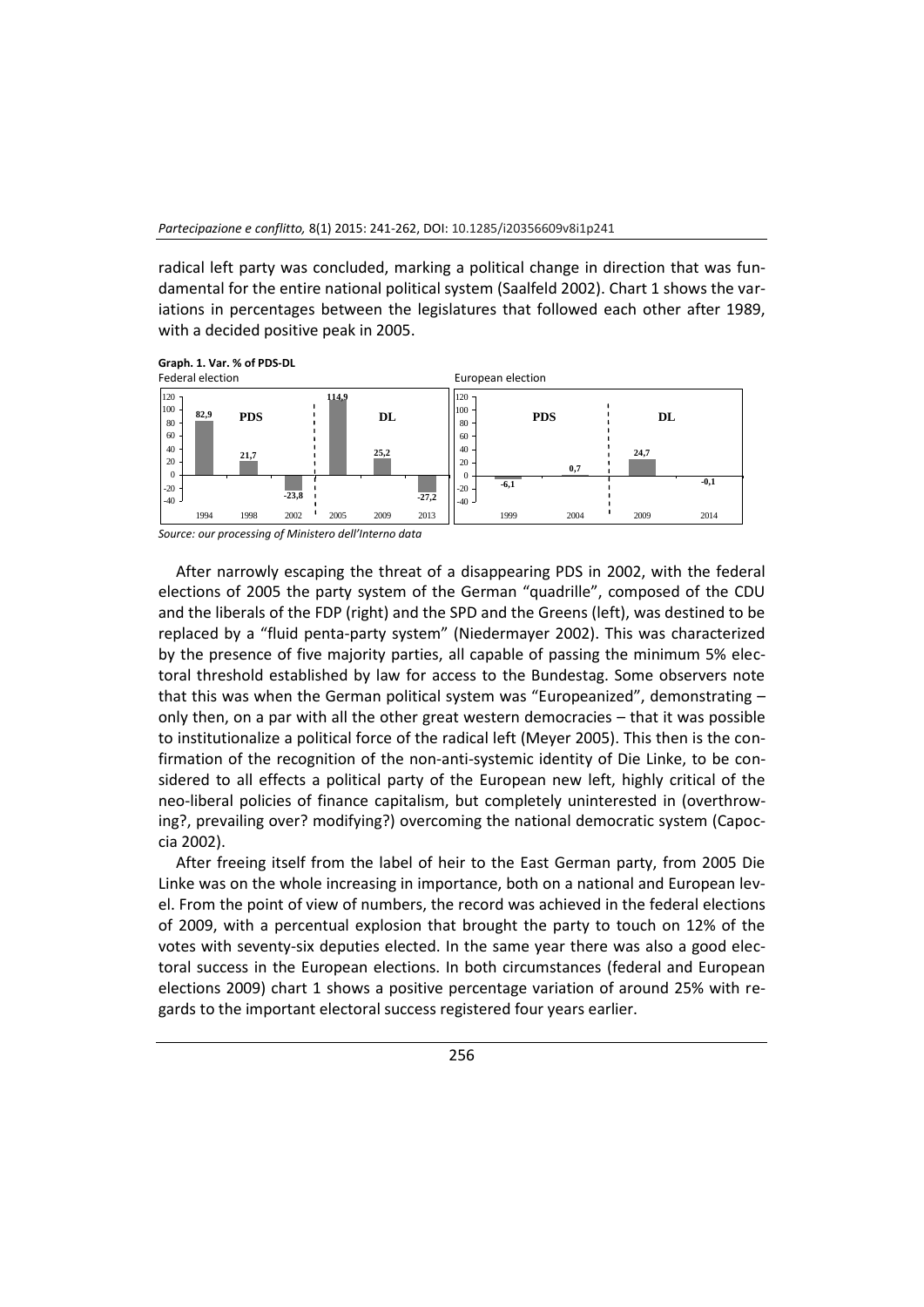radical left party was concluded, marking a political change in direction that was fundamental for the entire national political system (Saalfeld 2002). Chart 1 shows the variations in percentages between the legislatures that followed each other after 1989, with a decided positive peak in 2005.

**Graph. 1. Var. % of PDS-DL**

Federal election

| | 1994 | 1998 | 2002 | 2005 | 2009 | 2013 |
|---|---|---|---|---|---|---|
| Party | PDS | PDS | PDS | DL | DL | DL |
| Var. % | 82,9 | 21,7 | -23,8 | 114,9 | 25,2 | -27,2 |

European election

| | 1999 | 2004 | 2009 | 2014 |
|---|---|---|---|---|
| Party | PDS | PDS | DL | DL |
| Var. % | -6,1 | 0,7 | 24,7 | -0,1 |

*Source: our processing of Ministero dell'Interno data*

After narrowly escaping the threat of a disappearing PDS in 2002, with the federal elections of 2005 the party system of the German "quadrille", composed of the CDU and the liberals of the FDP (right) and the SPD and the Greens (left), was destined to be replaced by a "fluid penta-party system" (Niedermayer 2002). This was characterized by the presence of five majority parties, all capable of passing the minimum 5% electoral threshold established by law for access to the Bundestag. Some observers note that this was when the German political system was "Europeanized", demonstrating – only then, on a par with all the other great western democracies – that it was possible to institutionalize a political force of the radical left (Meyer 2005). This then is the confirmation of the recognition of the non-anti-systemic identity of Die Linke, to be considered to all effects a political party of the European new left, highly critical of the neo-liberal policies of finance capitalism, but completely uninterested in (overthrowing?, prevailing over? modifying?) overcoming the national democratic system (Capoccia 2002).

After freeing itself from the label of heir to the East German party, from 2005 Die Linke was on the whole increasing in importance, both on a national and European level. From the point of view of numbers, the record was achieved in the federal elections of 2009, with a percentual explosion that brought the party to touch on 12% of the votes with seventy-six deputies elected. In the same year there was also a good electoral success in the European elections. In both circumstances (federal and European elections 2009) chart 1 shows a positive percentage variation of around 25% with regards to the important electoral success registered four years earlier.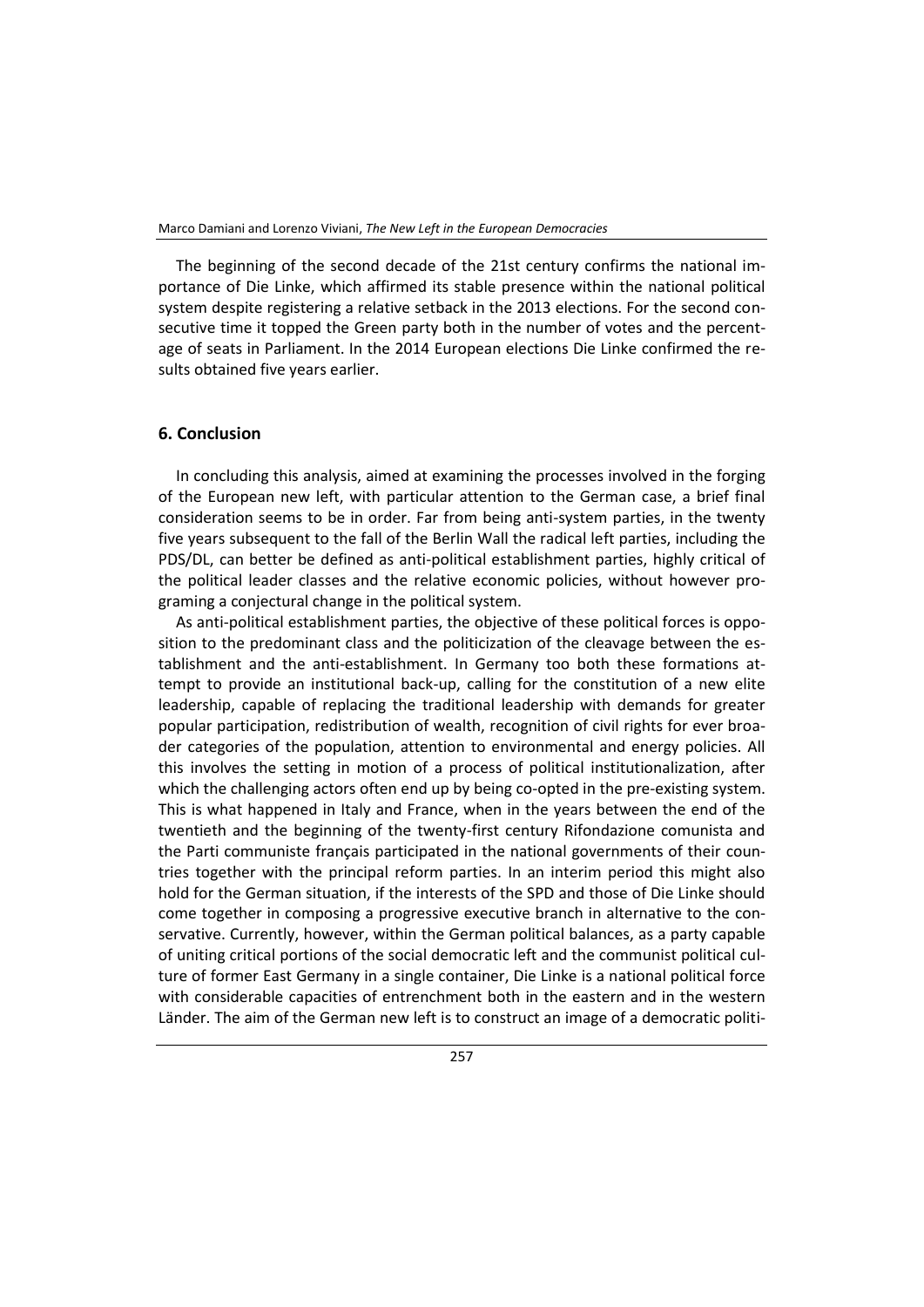The beginning of the second decade of the 21st century confirms the national importance of Die Linke, which affirmed its stable presence within the national political system despite registering a relative setback in the 2013 elections. For the second consecutive time it topped the Green party both in the number of votes and the percentage of seats in Parliament. In the 2014 European elections Die Linke confirmed the results obtained five years earlier.

## 6. Conclusion

In concluding this analysis, aimed at examining the processes involved in the forging of the European new left, with particular attention to the German case, a brief final consideration seems to be in order. Far from being anti-system parties, in the twenty five years subsequent to the fall of the Berlin Wall the radical left parties, including the PDS/DL, can better be defined as anti-political establishment parties, highly critical of the political leader classes and the relative economic policies, without however programing a conjectural change in the political system.

As anti-political establishment parties, the objective of these political forces is opposition to the predominant class and the politicization of the cleavage between the establishment and the anti-establishment. In Germany too both these formations attempt to provide an institutional back-up, calling for the constitution of a new elite leadership, capable of replacing the traditional leadership with demands for greater popular participation, redistribution of wealth, recognition of civil rights for ever broader categories of the population, attention to environmental and energy policies. All this involves the setting in motion of a process of political institutionalization, after which the challenging actors often end up by being co-opted in the pre-existing system. This is what happened in Italy and France, when in the years between the end of the twentieth and the beginning of the twenty-first century Rifondazione comunista and the Parti communiste français participated in the national governments of their countries together with the principal reform parties. In an interim period this might also hold for the German situation, if the interests of the SPD and those of Die Linke should come together in composing a progressive executive branch in alternative to the conservative. Currently, however, within the German political balances, as a party capable of uniting critical portions of the social democratic left and the communist political culture of former East Germany in a single container, Die Linke is a national political force with considerable capacities of entrenchment both in the eastern and in the western Länder. The aim of the German new left is to construct an image of a democratic politi-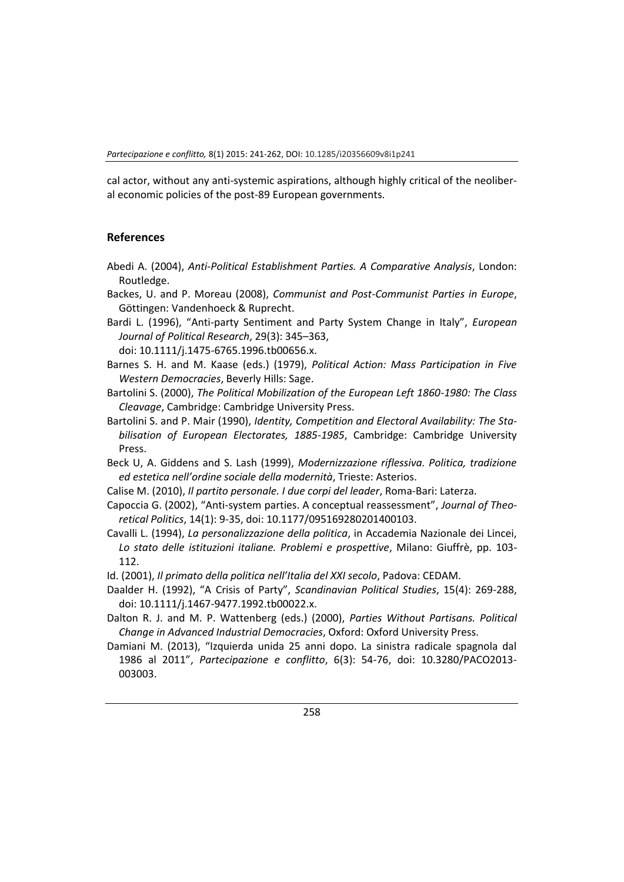cal actor, without any anti-systemic aspirations, although highly critical of the neoliberal economic policies of the post-89 European governments.

## References

Abedi A. (2004), *Anti-Political Establishment Parties. A Comparative Analysis*, London: Routledge.

Backes, U. and P. Moreau (2008), *Communist and Post-Communist Parties in Europe*, Göttingen: Vandenhoeck & Ruprecht.

Bardi L. (1996), "Anti-party Sentiment and Party System Change in Italy", *European Journal of Political Research*, 29(3): 345–363, doi: 10.1111/j.1475-6765.1996.tb00656.x.

Barnes S. H. and M. Kaase (eds.) (1979), *Political Action: Mass Participation in Five Western Democracies*, Beverly Hills: Sage.

Bartolini S. (2000), *The Political Mobilization of the European Left 1860-1980: The Class Cleavage*, Cambridge: Cambridge University Press.

Bartolini S. and P. Mair (1990), *Identity, Competition and Electoral Availability: The Stabilisation of European Electorates, 1885-1985*, Cambridge: Cambridge University Press.

Beck U, A. Giddens and S. Lash (1999), *Modernizzazione riflessiva. Politica, tradizione ed estetica nell'ordine sociale della modernità*, Trieste: Asterios.

Calise M. (2010), *Il partito personale. I due corpi del leader*, Roma-Bari: Laterza.

Capoccia G. (2002), "Anti-system parties. A conceptual reassessment", *Journal of Theoretical Politics*, 14(1): 9-35, doi: 10.1177/095169280201400103.

Cavalli L. (1994), *La personalizzazione della politica*, in Accademia Nazionale dei Lincei, *Lo stato delle istituzioni italiane. Problemi e prospettive*, Milano: Giuffrè, pp. 103-112.

Id. (2001), *Il primato della politica nell'Italia del XXI secolo*, Padova: CEDAM.

Daalder H. (1992), "A Crisis of Party", *Scandinavian Political Studies*, 15(4): 269-288, doi: 10.1111/j.1467-9477.1992.tb00022.x.

Dalton R. J. and M. P. Wattenberg (eds.) (2000), *Parties Without Partisans. Political Change in Advanced Industrial Democracies*, Oxford: Oxford University Press.

Damiani M. (2013), "Izquierda unida 25 anni dopo. La sinistra radicale spagnola dal 1986 al 2011", *Partecipazione e conflitto*, 6(3): 54-76, doi: 10.3280/PACO2013-003003.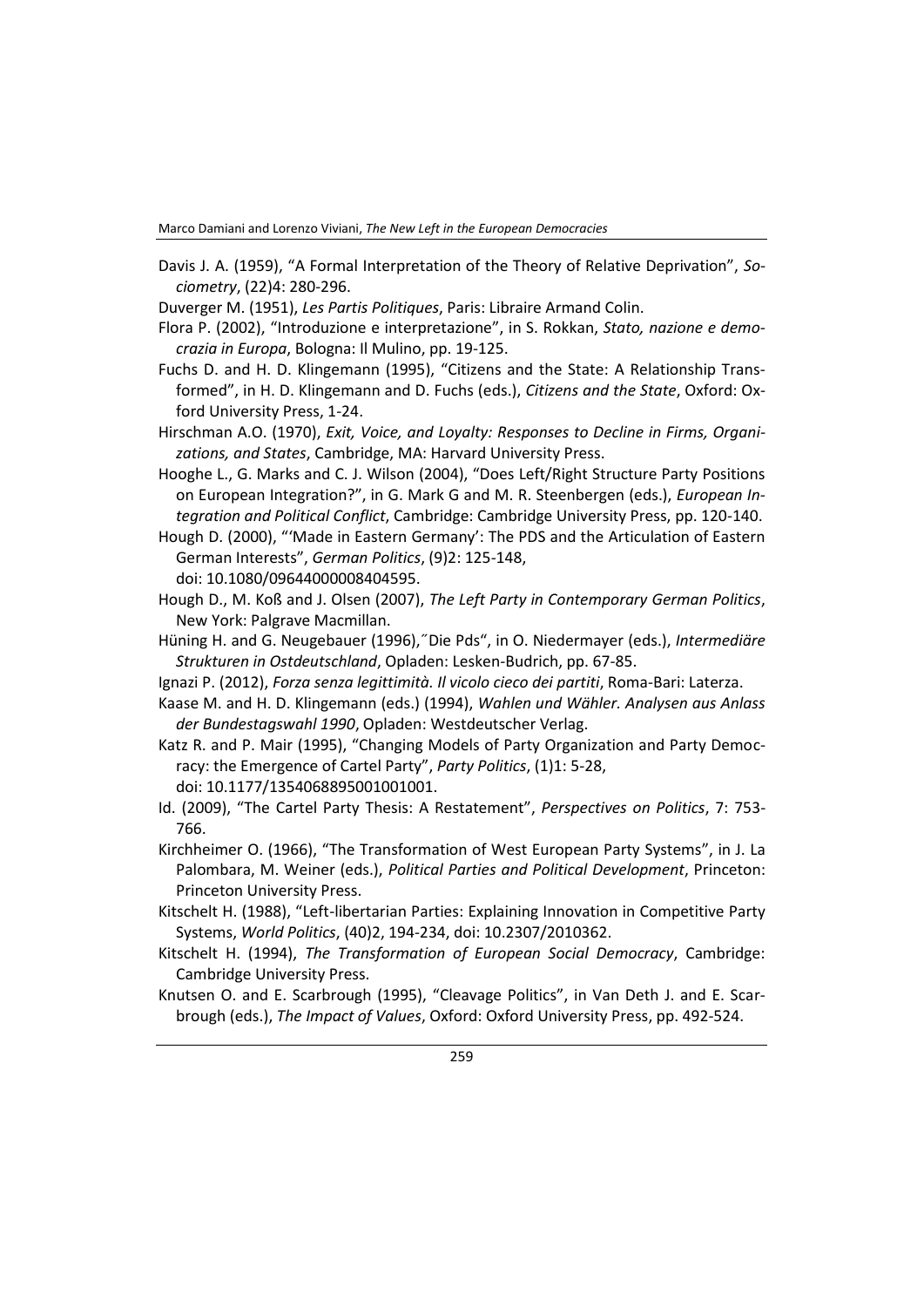Davis J. A. (1959), "A Formal Interpretation of the Theory of Relative Deprivation", *Sociometry*, (22)4: 280-296.

Duverger M. (1951), *Les Partis Politiques*, Paris: Libraire Armand Colin.

Flora P. (2002), "Introduzione e interpretazione", in S. Rokkan, *Stato, nazione e democrazia in Europa*, Bologna: Il Mulino, pp. 19-125.

Fuchs D. and H. D. Klingemann (1995), "Citizens and the State: A Relationship Transformed", in H. D. Klingemann and D. Fuchs (eds.), *Citizens and the State*, Oxford: Oxford University Press, 1-24.

Hirschman A.O. (1970), *Exit, Voice, and Loyalty: Responses to Decline in Firms, Organizations, and States*, Cambridge, MA: Harvard University Press.

Hooghe L., G. Marks and C. J. Wilson (2004), "Does Left/Right Structure Party Positions on European Integration?", in G. Mark G and M. R. Steenbergen (eds.), *European Integration and Political Conflict*, Cambridge: Cambridge University Press, pp. 120-140.

Hough D. (2000), "'Made in Eastern Germany': The PDS and the Articulation of Eastern German Interests", *German Politics*, (9)2: 125-148, doi: 10.1080/09644000008404595.

Hough D., M. Koß and J. Olsen (2007), *The Left Party in Contemporary German Politics*, New York: Palgrave Macmillan.

Hüning H. and G. Neugebauer (1996),˝Die Pds", in O. Niedermayer (eds.), *Intermediäre Strukturen in Ostdeutschland*, Opladen: Lesken-Budrich, pp. 67-85.

Ignazi P. (2012), *Forza senza legittimità. Il vicolo cieco dei partiti*, Roma-Bari: Laterza.

Kaase M. and H. D. Klingemann (eds.) (1994), *Wahlen und Wähler. Analysen aus Anlass der Bundestagswahl 1990*, Opladen: Westdeutscher Verlag.

Katz R. and P. Mair (1995), "Changing Models of Party Organization and Party Democracy: the Emergence of Cartel Party", *Party Politics*, (1)1: 5-28, doi: 10.1177/1354068895001001001.

Id. (2009), "The Cartel Party Thesis: A Restatement", *Perspectives on Politics*, 7: 753-766.

Kirchheimer O. (1966), "The Transformation of West European Party Systems", in J. La Palombara, M. Weiner (eds.), *Political Parties and Political Development*, Princeton: Princeton University Press.

Kitschelt H. (1988), "Left-libertarian Parties: Explaining Innovation in Competitive Party Systems, *World Politics*, (40)2, 194-234, doi: 10.2307/2010362.

Kitschelt H. (1994), *The Transformation of European Social Democracy*, Cambridge: Cambridge University Press.

Knutsen O. and E. Scarbrough (1995), "Cleavage Politics", in Van Deth J. and E. Scarbrough (eds.), *The Impact of Values*, Oxford: Oxford University Press, pp. 492-524.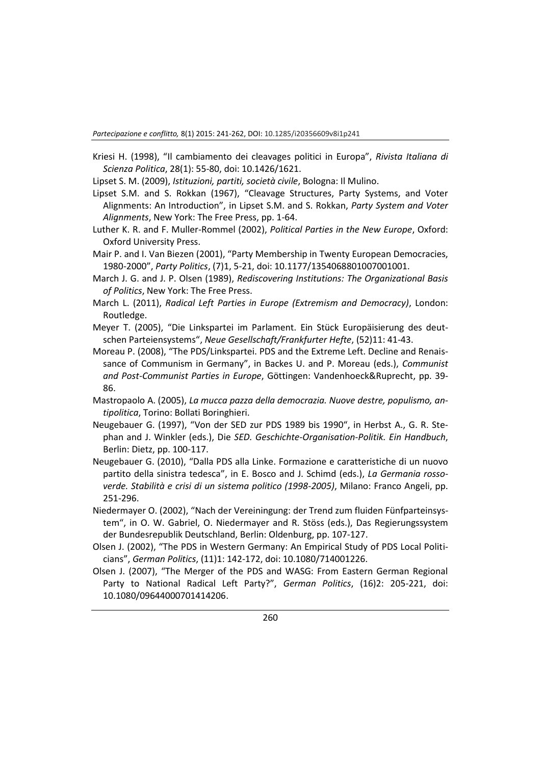Kriesi H. (1998), "Il cambiamento dei cleavages politici in Europa", *Rivista Italiana di Scienza Politica*, 28(1): 55-80, doi: 10.1426/1621.

Lipset S. M. (2009), *Istituzioni, partiti, società civile*, Bologna: Il Mulino.

Lipset S.M. and S. Rokkan (1967), "Cleavage Structures, Party Systems, and Voter Alignments: An Introduction", in Lipset S.M. and S. Rokkan, *Party System and Voter Alignments*, New York: The Free Press, pp. 1-64.

Luther K. R. and F. Muller-Rommel (2002), *Political Parties in the New Europe*, Oxford: Oxford University Press.

Mair P. and I. Van Biezen (2001), "Party Membership in Twenty European Democracies, 1980-2000", *Party Politics*, (7)1, 5-21, doi: 10.1177/1354068801007001001.

March J. G. and J. P. Olsen (1989), *Rediscovering Institutions: The Organizational Basis of Politics*, New York: The Free Press.

March L. (2011), *Radical Left Parties in Europe (Extremism and Democracy)*, London: Routledge.

Meyer T. (2005), "Die Linkspartei im Parlament. Ein Stück Europäisierung des deutschen Parteiensystems", *Neue Gesellschaft/Frankfurter Hefte*, (52)11: 41-43.

Moreau P. (2008), "The PDS/Linkspartei. PDS and the Extreme Left. Decline and Renaissance of Communism in Germany", in Backes U. and P. Moreau (eds.), *Communist and Post-Communist Parties in Europe*, Göttingen: Vandenhoeck&Ruprecht, pp. 39-86.

Mastropaolo A. (2005), *La mucca pazza della democrazia. Nuove destre, populismo, antipolitica*, Torino: Bollati Boringhieri.

Neugebauer G. (1997), "Von der SED zur PDS 1989 bis 1990", in Herbst A., G. R. Stephan and J. Winkler (eds.), Die *SED. Geschichte-Organisation-Politik. Ein Handbuch*, Berlin: Dietz, pp. 100-117.

Neugebauer G. (2010), "Dalla PDS alla Linke. Formazione e caratteristiche di un nuovo partito della sinistra tedesca", in E. Bosco and J. Schimd (eds.), *La Germania rosso-verde. Stabilità e crisi di un sistema politico (1998-2005)*, Milano: Franco Angeli, pp. 251-296.

Niedermayer O. (2002), "Nach der Vereiningung: der Trend zum fluiden Fünfparteinsystem", in O. W. Gabriel, O. Niedermayer and R. Stöss (eds.), Das Regierungssystem der Bundesrepublik Deutschland, Berlin: Oldenburg, pp. 107-127.

Olsen J. (2002), "The PDS in Western Germany: An Empirical Study of PDS Local Politicians", *German Politics*, (11)1: 142-172, doi: 10.1080/714001226.

Olsen J. (2007), "The Merger of the PDS and WASG: From Eastern German Regional Party to National Radical Left Party?", *German Politics*, (16)2: 205-221, doi: 10.1080/09644000701414206.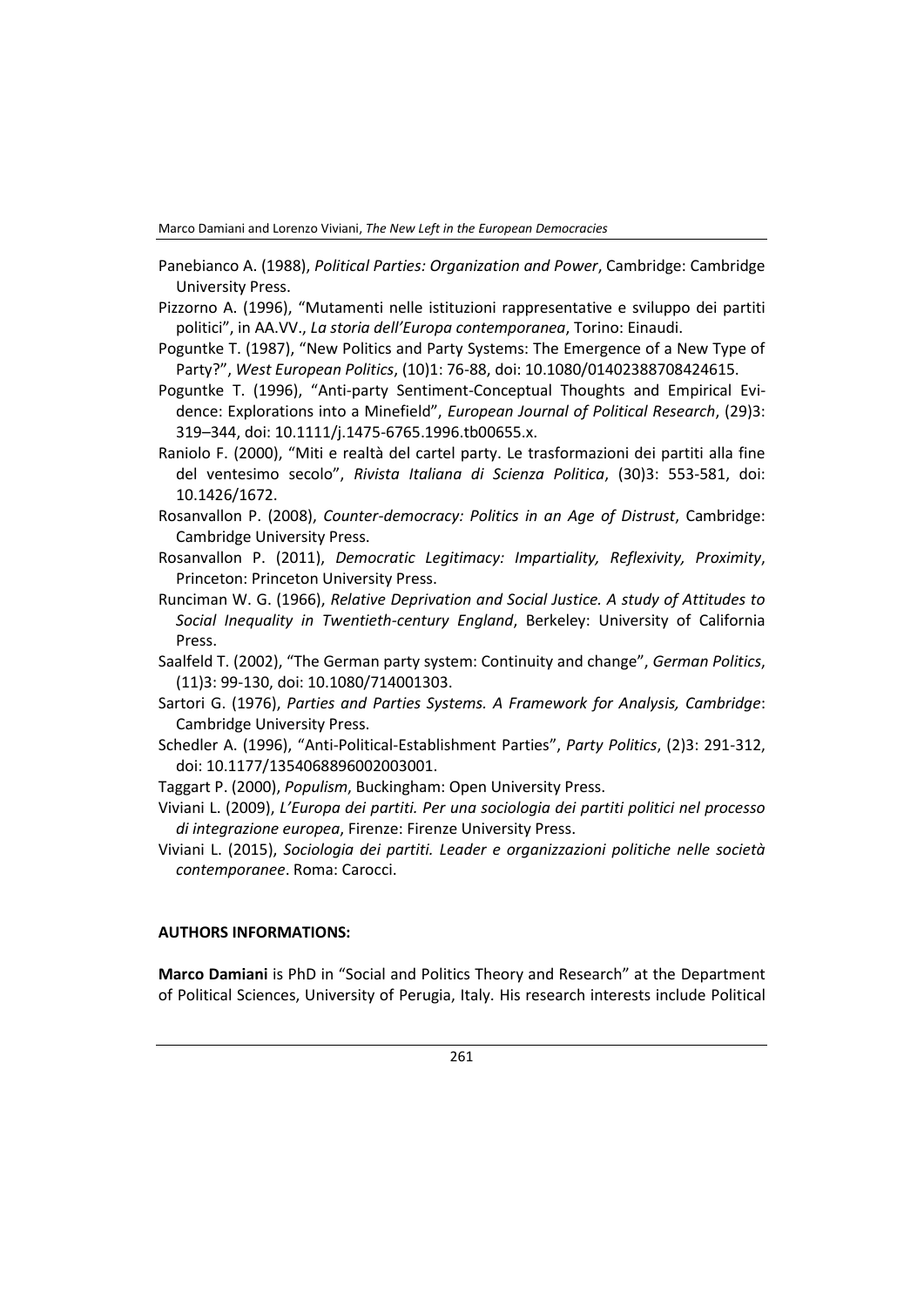Panebianco A. (1988), *Political Parties: Organization and Power*, Cambridge: Cambridge University Press.

Pizzorno A. (1996), "Mutamenti nelle istituzioni rappresentative e sviluppo dei partiti politici", in AA.VV., *La storia dell'Europa contemporanea*, Torino: Einaudi.

Poguntke T. (1987), "New Politics and Party Systems: The Emergence of a New Type of Party?", *West European Politics*, (10)1: 76-88, doi: 10.1080/01402388708424615.

Poguntke T. (1996), "Anti-party Sentiment-Conceptual Thoughts and Empirical Evidence: Explorations into a Minefield", *European Journal of Political Research*, (29)3: 319–344, doi: 10.1111/j.1475-6765.1996.tb00655.x.

Raniolo F. (2000), "Miti e realtà del cartel party. Le trasformazioni dei partiti alla fine del ventesimo secolo", *Rivista Italiana di Scienza Politica*, (30)3: 553-581, doi: 10.1426/1672.

Rosanvallon P. (2008), *Counter-democracy: Politics in an Age of Distrust*, Cambridge: Cambridge University Press.

Rosanvallon P. (2011), *Democratic Legitimacy: Impartiality, Reflexivity, Proximity*, Princeton: Princeton University Press.

Runciman W. G. (1966), *Relative Deprivation and Social Justice. A study of Attitudes to Social Inequality in Twentieth-century England*, Berkeley: University of California Press.

Saalfeld T. (2002), "The German party system: Continuity and change", *German Politics*, (11)3: 99-130, doi: 10.1080/714001303.

Sartori G. (1976), *Parties and Parties Systems. A Framework for Analysis, Cambridge*: Cambridge University Press.

Schedler A. (1996), "Anti-Political-Establishment Parties", *Party Politics*, (2)3: 291-312, doi: 10.1177/1354068896002003001.

Taggart P. (2000), *Populism*, Buckingham: Open University Press.

Viviani L. (2009), *L'Europa dei partiti. Per una sociologia dei partiti politici nel processo di integrazione europea*, Firenze: Firenze University Press.

Viviani L. (2015), *Sociologia dei partiti. Leader e organizzazioni politiche nelle società contemporanee*. Roma: Carocci.

**AUTHORS INFORMATIONS:**

**Marco Damiani** is PhD in "Social and Politics Theory and Research" at the Department of Political Sciences, University of Perugia, Italy. His research interests include Political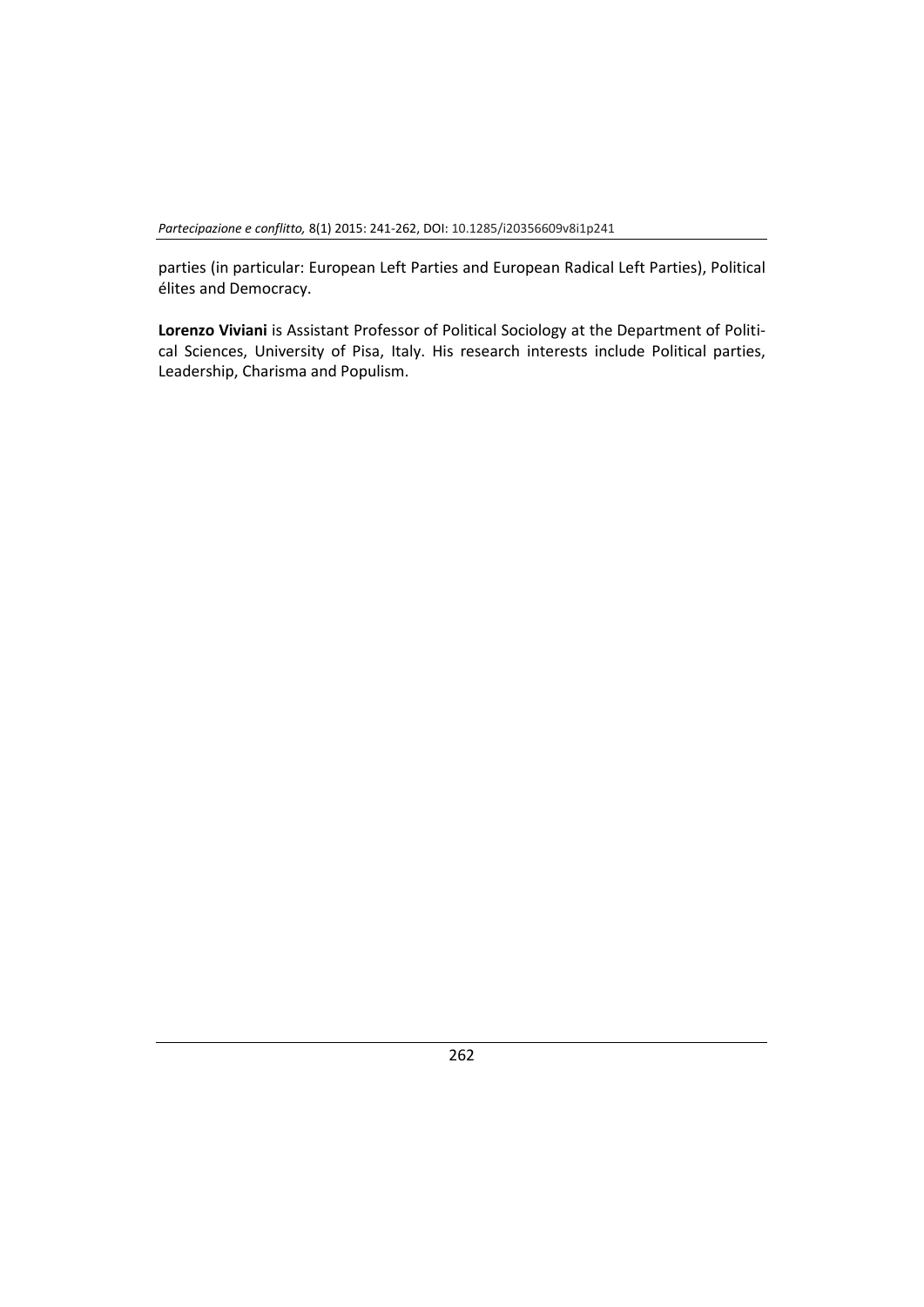parties (in particular: European Left Parties and European Radical Left Parties), Political élites and Democracy.

**Lorenzo Viviani** is Assistant Professor of Political Sociology at the Department of Political Sciences, University of Pisa, Italy. His research interests include Political parties, Leadership, Charisma and Populism.